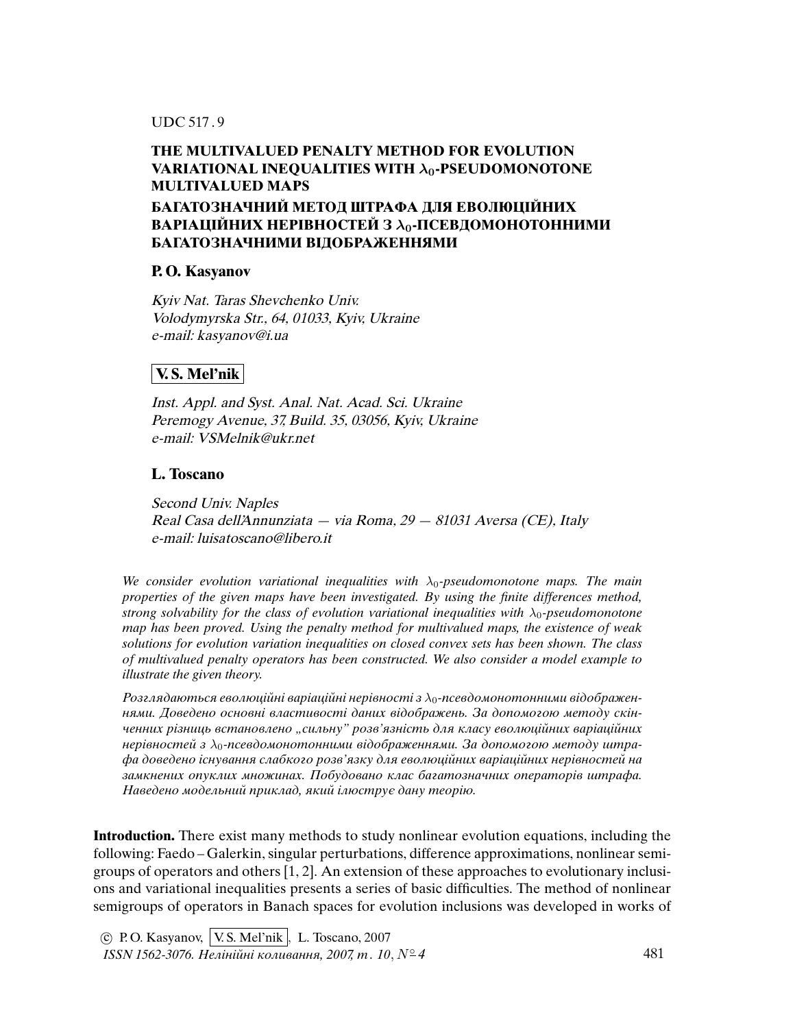UDC 517 . 9

# THE MULTIVALUED PENALTY METHOD FOR EVOLUTION VARIATIONAL INEQUALITIES WITH $\lambda_0$-PSEUDOMONOTONE MULTIVALUED MAPS

# БАГАТОЗНАЧНИЙ МЕТОД ШТРАФА ДЛЯ ЕВОЛЮЦІЙНИХ ВАРІАЦІЙНИХ НЕРІВНОСТЕЙ З $\lambda_0$-ПСЕВДОМОНОТОННИМИ БАГАТОЗНАЧНИМИ ВІДОБРАЖЕННЯМИ

**P. O. Kasyanov**

*Kyiv Nat. Taras Shevchenko Univ.*
*Volodymyrska Str., 64, 01033, Kyiv, Ukraine*
*e-mail: kasyanov@i.ua*

**V. S. Mel'nik**

*Inst. Appl. and Syst. Anal. Nat. Acad. Sci. Ukraine*
*Peremogy Avenue, 37, Build. 35, 03056, Kyiv, Ukraine*
*e-mail: VSMelnik@ukr.net*

**L. Toscano**

*Second Univ. Naples*
*Real Casa dell'Annunziata — via Roma, 29 — 81031 Aversa (CE), Italy*
*e-mail: luisatoscano@libero.it*

*We consider evolution variational inequalities with $\lambda_0$-pseudomonotone maps. The main properties of the given maps have been investigated. By using the finite differences method, strong solvability for the class of evolution variational inequalities with $\lambda_0$-pseudomonotone map has been proved. Using the penalty method for multivalued maps, the existence of weak solutions for evolution variation inequalities on closed convex sets has been shown. The class of multivalued penalty operators has been constructed. We also consider a model example to illustrate the given theory.*

*Розглядаються еволюційні варіаційні нерівності з $\lambda_0$-псевдомонотонними відображеннями. Доведено основні властивості даних відображень. За допомогою методу скінченних різниць встановлено „сильну" розв'язність для класу еволюційних варіаційних нерівностей з $\lambda_0$-псевдомонотонними відображеннями. За допомогою методу штрафа доведено існування слабкого розв'язку для еволюційних варіаційних нерівностей на замкнених опуклих множинах. Побудовано клас багатозначних операторів штрафа. Наведено модельний приклад, який ілюструє дану теорію.*

**Introduction.** There exist many methods to study nonlinear evolution equations, including the following: Faedo – Galerkin, singular perturbations, difference approximations, nonlinear semigroups of operators and others [1, 2]. An extension of these approaches to evolutionary inclusions and variational inequalities presents a series of basic difficulties. The method of nonlinear semigroups of operators in Banach spaces for evolution inclusions was developed in works of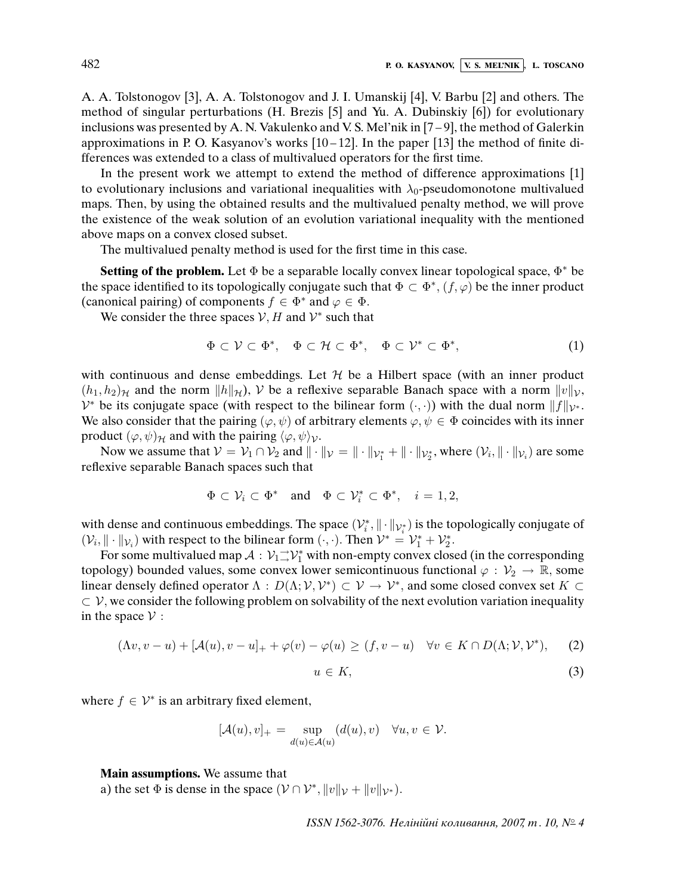A. A. Tolstonogov [3], A. A. Tolstonogov and J. I. Umanskij [4], V. Barbu [2] and others. The method of singular perturbations (H. Brezis [5] and Yu. A. Dubinskiy [6]) for evolutionary inclusions was presented by A. N. Vakulenko and V. S. Mel'nik in [7–9], the method of Galerkin approximations in P. O. Kasyanov's works [10–12]. In the paper [13] the method of finite differences was extended to a class of multivalued operators for the first time.

In the present work we attempt to extend the method of difference approximations [1] to evolutionary inclusions and variational inequalities with $\lambda_0$-pseudomonotone multivalued maps. Then, by using the obtained results and the multivalued penalty method, we will prove the existence of the weak solution of an evolution variational inequality with the mentioned above maps on a convex closed subset.

The multivalued penalty method is used for the first time in this case.

**Setting of the problem.** Let $\Phi$ be a separable locally convex linear topological space, $\Phi^*$ be the space identified to its topologically conjugate such that $\Phi \subset \Phi^*$, $(f, \varphi)$ be the inner product (canonical pairing) of components $f \in \Phi^*$ and $\varphi \in \Phi$.

We consider the three spaces $\mathcal{V}, H$ and $\mathcal{V}^*$ such that

$$\Phi \subset \mathcal{V} \subset \Phi^*, \quad \Phi \subset \mathcal{H} \subset \Phi^*, \quad \Phi \subset \mathcal{V}^* \subset \Phi^*, \tag{1}$$

with continuous and dense embeddings. Let $\mathcal{H}$ be a Hilbert space (with an inner product $(h_1, h_2)_{\mathcal{H}}$ and the norm $\|h\|_{\mathcal{H}}$), $\mathcal{V}$ be a reflexive separable Banach space with a norm $\|v\|_{\mathcal{V}}$, $\mathcal{V}^*$ be its conjugate space (with respect to the bilinear form $(\cdot,\cdot)$) with the dual norm $\|f\|_{\mathcal{V}^*}$. We also consider that the pairing $(\varphi, \psi)$ of arbitrary elements $\varphi, \psi \in \Phi$ coincides with its inner product $(\varphi, \psi)_{\mathcal{H}}$ and with the pairing $\langle \varphi, \psi \rangle_{\mathcal{V}}$.

Now we assume that $\mathcal{V} = \mathcal{V}_1 \cap \mathcal{V}_2$ and $\|\cdot\|_{\mathcal{V}} = \|\cdot\|_{\mathcal{V}_1^*} + \|\cdot\|_{\mathcal{V}_2^*}$, where $(\mathcal{V}_i, \|\cdot\|_{\mathcal{V}_i})$ are some reflexive separable Banach spaces such that

$$\Phi \subset \mathcal{V}_i \subset \Phi^* \quad \text{and} \quad \Phi \subset \mathcal{V}_i^* \subset \Phi^*, \quad i = 1, 2,$$

with dense and continuous embeddings. The space $(\mathcal{V}_i^*, \|\cdot\|_{\mathcal{V}_i^*})$ is the topologically conjugate of $(\mathcal{V}_i, \|\cdot\|_{\mathcal{V}_i})$ with respect to the bilinear form $(\cdot,\cdot)$. Then $\mathcal{V}^* = \mathcal{V}_1^* + \mathcal{V}_2^*$.

For some multivalued map $\mathcal{A} : \mathcal{V}_1 \rightrightarrows \mathcal{V}_1^*$ with non-empty convex closed (in the corresponding topology) bounded values, some convex lower semicontinuous functional $\varphi : \mathcal{V}_2 \to \mathbb{R}$, some linear densely defined operator $\Lambda : D(\Lambda; \mathcal{V}, \mathcal{V}^*) \subset \mathcal{V} \to \mathcal{V}^*$, and some closed convex set $K \subset \mathcal{V}$, we consider the following problem on solvability of the next evolution variation inequality in the space $\mathcal{V}$ :

$$(\Lambda v, v - u) + [\mathcal{A}(u), v - u]_+ + \varphi(v) - \varphi(u) \geq (f, v - u) \quad \forall v \in K \cap D(\Lambda; \mathcal{V}, \mathcal{V}^*), \tag{2}$$

$$u \in K, \tag{3}$$

where $f \in \mathcal{V}^*$ is an arbitrary fixed element,

$$[\mathcal{A}(u), v]_+ = \sup_{d(u) \in \mathcal{A}(u)} (d(u), v) \quad \forall u, v \in \mathcal{V}.$$

**Main assumptions.** We assume that

a) the set $\Phi$ is dense in the space $(\mathcal{V} \cap \mathcal{V}^*, \|v\|_{\mathcal{V}} + \|v\|_{\mathcal{V}^*})$.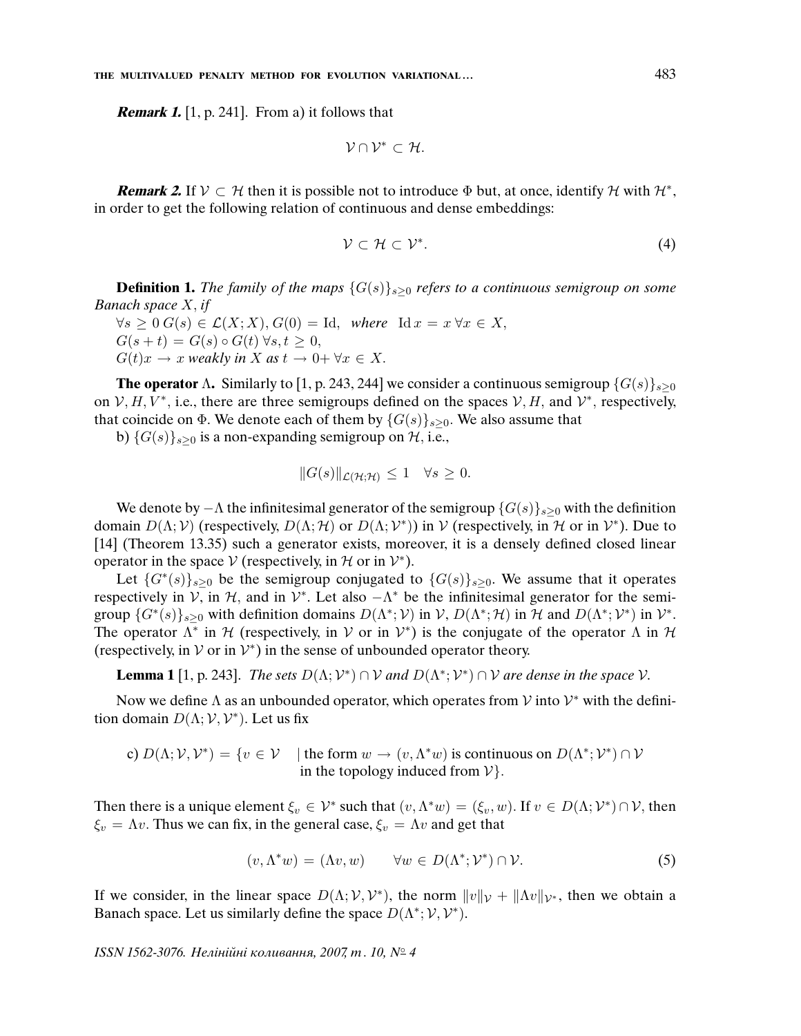***Remark 1.*** [1, p. 241]. From a) it follows that

$$\mathcal{V} \cap \mathcal{V}^* \subset \mathcal{H}.$$

***Remark 2.*** If $\mathcal{V} \subset \mathcal{H}$ then it is possible not to introduce $\Phi$ but, at once, identify $\mathcal{H}$ with $\mathcal{H}^*$, in order to get the following relation of continuous and dense embeddings:

$$\mathcal{V} \subset \mathcal{H} \subset \mathcal{V}^*. \tag{4}$$

**Definition 1.** *The family of the maps $\{G(s)\}_{s\geq 0}$ refers to a continuous semigroup on some Banach space $X$, if*

$\forall s \geq 0\; G(s) \in \mathcal{L}(X;X)$, $G(0) = \mathrm{Id}$, *where* $\mathrm{Id}\, x = x\; \forall x \in X$,
$G(s+t) = G(s) \circ G(t)\; \forall s, t \geq 0$,
$G(t)x \to x$ *weakly in $X$ as $t \to 0+$ $\forall x \in X$.*

**The operator $\Lambda$.** Similarly to [1, p. 243, 244] we consider a continuous semigroup $\{G(s)\}_{s\geq 0}$ on $\mathcal{V}, H, V^*$, i.e., there are three semigroups defined on the spaces $\mathcal{V}, H$, and $\mathcal{V}^*$, respectively, that coincide on $\Phi$. We denote each of them by $\{G(s)\}_{s\geq 0}$. We also assume that

b) $\{G(s)\}_{s\geq 0}$ is a non-expanding semigroup on $\mathcal{H}$, i.e.,

$$\|G(s)\|_{\mathcal{L}(\mathcal{H};\mathcal{H})} \leq 1 \quad \forall s \geq 0.$$

We denote by $-\Lambda$ the infinitesimal generator of the semigroup $\{G(s)\}_{s\geq 0}$ with the definition domain $D(\Lambda; \mathcal{V})$ (respectively, $D(\Lambda; \mathcal{H})$ or $D(\Lambda; \mathcal{V}^*)$) in $\mathcal{V}$ (respectively, in $\mathcal{H}$ or in $\mathcal{V}^*$). Due to [14] (Theorem 13.35) such a generator exists, moreover, it is a densely defined closed linear operator in the space $\mathcal{V}$ (respectively, in $\mathcal{H}$ or in $\mathcal{V}^*$).

Let $\{G^*(s)\}_{s\geq 0}$ be the semigroup conjugated to $\{G(s)\}_{s\geq 0}$. We assume that it operates respectively in $\mathcal{V}$, in $\mathcal{H}$, and in $\mathcal{V}^*$. Let also $-\Lambda^*$ be the infinitesimal generator for the semigroup $\{G^*(s)\}_{s\geq 0}$ with definition domains $D(\Lambda^*; \mathcal{V})$ in $\mathcal{V}$, $D(\Lambda^*; \mathcal{H})$ in $\mathcal{H}$ and $D(\Lambda^*; \mathcal{V}^*)$ in $\mathcal{V}^*$. The operator $\Lambda^*$ in $\mathcal{H}$ (respectively, in $\mathcal{V}$ or in $\mathcal{V}^*$) is the conjugate of the operator $\Lambda$ in $\mathcal{H}$ (respectively, in $\mathcal{V}$ or in $\mathcal{V}^*$) in the sense of unbounded operator theory.

**Lemma 1** [1, p. 243]. *The sets $D(\Lambda; \mathcal{V}^*) \cap \mathcal{V}$ and $D(\Lambda^*; \mathcal{V}^*) \cap \mathcal{V}$ are dense in the space $\mathcal{V}$.*

Now we define $\Lambda$ as an unbounded operator, which operates from $\mathcal{V}$ into $\mathcal{V}^*$ with the definition domain $D(\Lambda; \mathcal{V}, \mathcal{V}^*)$. Let us fix

c) $D(\Lambda; \mathcal{V}, \mathcal{V}^*) = \{v \in \mathcal{V} \quad |$ the form $w \to (v, \Lambda^* w)$ is continuous on $D(\Lambda^*; \mathcal{V}^*) \cap \mathcal{V}$ in the topology induced from $\mathcal{V}\}$.

Then there is a unique element $\xi_v \in \mathcal{V}^*$ such that $(v, \Lambda^* w) = (\xi_v, w)$. If $v \in D(\Lambda; \mathcal{V}^*) \cap \mathcal{V}$, then $\xi_v = \Lambda v$. Thus we can fix, in the general case, $\xi_v = \Lambda v$ and get that

$$(v, \Lambda^* w) = (\Lambda v, w) \qquad \forall w \in D(\Lambda^*; \mathcal{V}^*) \cap \mathcal{V}. \tag{5}$$

If we consider, in the linear space $D(\Lambda; \mathcal{V}, \mathcal{V}^*)$, the norm $\|v\|_{\mathcal{V}} + \|\Lambda v\|_{\mathcal{V}^*}$, then we obtain a Banach space. Let us similarly define the space $D(\Lambda^*; \mathcal{V}, \mathcal{V}^*)$.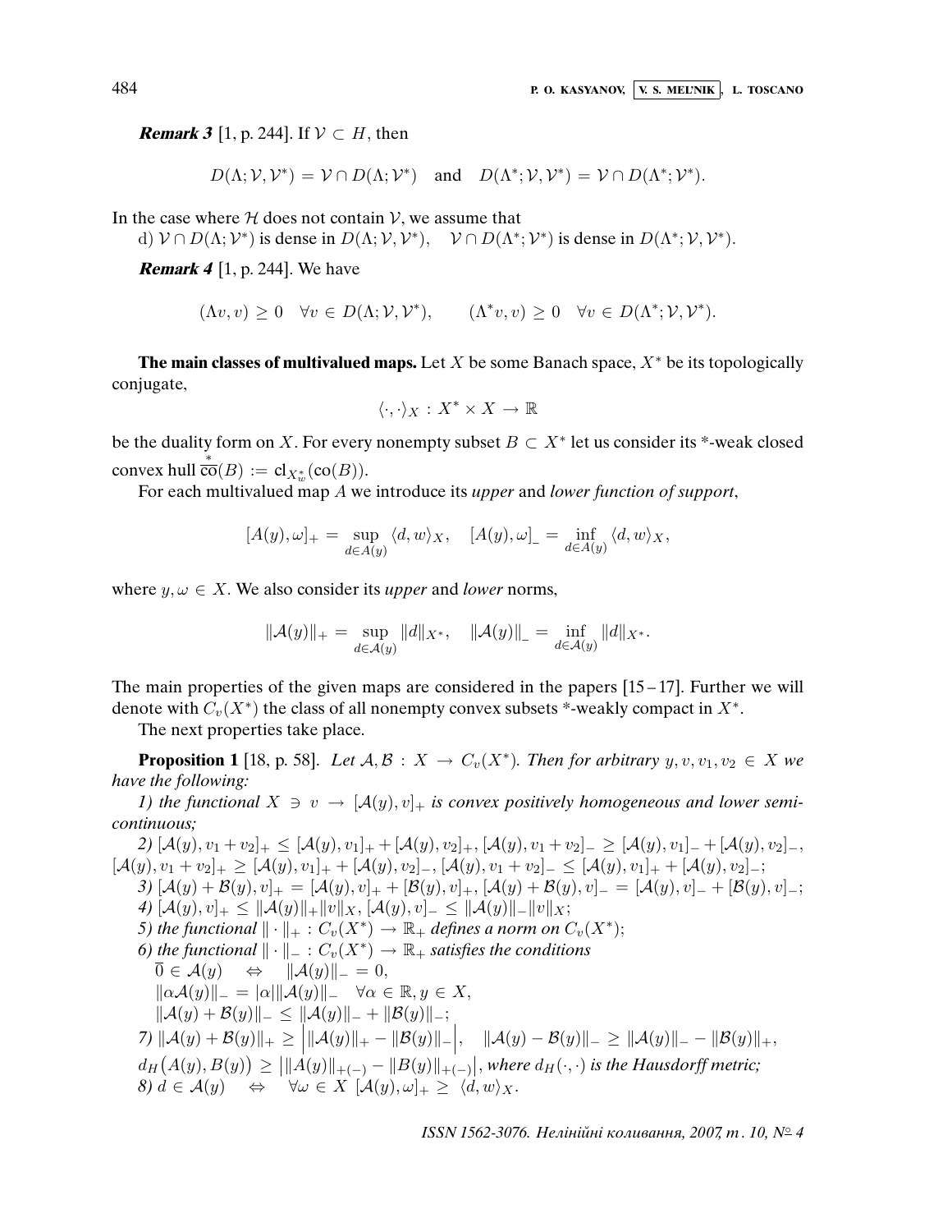**Remark 3** [1, p. 244]. If $\mathcal{V} \subset H$, then

$$D(\Lambda; \mathcal{V}, \mathcal{V}^*) = \mathcal{V} \cap D(\Lambda; \mathcal{V}^*) \quad \text{and} \quad D(\Lambda^*; \mathcal{V}, \mathcal{V}^*) = \mathcal{V} \cap D(\Lambda^*; \mathcal{V}^*).$$

In the case where $\mathcal{H}$ does not contain $\mathcal{V}$, we assume that

d) $\mathcal{V} \cap D(\Lambda; \mathcal{V}^*)$ is dense in $D(\Lambda; \mathcal{V}, \mathcal{V}^*)$, $\quad \mathcal{V} \cap D(\Lambda^*; \mathcal{V}^*)$ is dense in $D(\Lambda^*; \mathcal{V}, \mathcal{V}^*)$.

**Remark 4** [1, p. 244]. We have

$$(\Lambda v, v) \geq 0 \quad \forall v \in D(\Lambda; \mathcal{V}, \mathcal{V}^*), \qquad (\Lambda^* v, v) \geq 0 \quad \forall v \in D(\Lambda^*; \mathcal{V}, \mathcal{V}^*).$$

**The main classes of multivalued maps.** Let $X$ be some Banach space, $X^*$ be its topologically conjugate,

$$\langle \cdot, \cdot \rangle_X : X^* \times X \to \mathbb{R}$$

be the duality form on $X$. For every nonempty subset $B \subset X^*$ let us consider its \*-weak closed convex hull $\overset{*}{\overline{\text{co}}}(B) := \text{cl}_{X^*_w}(\text{co}(B))$.

For each multivalued map $A$ we introduce its *upper* and *lower function of support*,

$$[A(y), \omega]_+ = \sup_{d \in A(y)} \langle d, w \rangle_X, \quad [A(y), \omega]_- = \inf_{d \in A(y)} \langle d, w \rangle_X,$$

where $y, \omega \in X$. We also consider its *upper* and *lower* norms,

$$\|\mathcal{A}(y)\|_+ = \sup_{d \in \mathcal{A}(y)} \|d\|_{X^*}, \quad \|\mathcal{A}(y)\|_- = \inf_{d \in \mathcal{A}(y)} \|d\|_{X^*}.$$

The main properties of the given maps are considered in the papers [15 – 17]. Further we will denote with $C_v(X^*)$ the class of all nonempty convex subsets \*-weakly compact in $X^*$.

The next properties take place.

**Proposition 1** [18, p. 58]. *Let $\mathcal{A}, \mathcal{B} : X \to C_v(X^*)$. Then for arbitrary $y, v, v_1, v_2 \in X$ we have the following:*

*1) the functional $X \ni v \to [\mathcal{A}(y), v]_+$ is convex positively homogeneous and lower semicontinuous;*

*2)* $[\mathcal{A}(y), v_1 + v_2]_+ \leq [\mathcal{A}(y), v_1]_+ + [\mathcal{A}(y), v_2]_+$, $[\mathcal{A}(y), v_1 + v_2]_- \geq [\mathcal{A}(y), v_1]_- + [\mathcal{A}(y), v_2]_-$, $[\mathcal{A}(y), v_1 + v_2]_+ \geq [\mathcal{A}(y), v_1]_+ + [\mathcal{A}(y), v_2]_-$, $[\mathcal{A}(y), v_1 + v_2]_- \leq [\mathcal{A}(y), v_1]_+ + [\mathcal{A}(y), v_2]_-$;

*3)* $[\mathcal{A}(y) + \mathcal{B}(y), v]_+ = [\mathcal{A}(y), v]_+ + [\mathcal{B}(y), v]_+$, $[\mathcal{A}(y) + \mathcal{B}(y), v]_- = [\mathcal{A}(y), v]_- + [\mathcal{B}(y), v]_-$;

*4)* $[\mathcal{A}(y), v]_+ \leq \|\mathcal{A}(y)\|_+ \|v\|_X$, $[\mathcal{A}(y), v]_- \leq \|\mathcal{A}(y)\|_- \|v\|_X$;

*5) the functional $\|\cdot\|_+ : C_v(X^*) \to \mathbb{R}_+$ defines a norm on $C_v(X^*)$;*

*6) the functional $\|\cdot\|_- : C_v(X^*) \to \mathbb{R}_+$ satisfies the conditions*

$\overline{0} \in \mathcal{A}(y) \quad \Leftrightarrow \quad \|\mathcal{A}(y)\|_- = 0,$

$\|\alpha \mathcal{A}(y)\|_- = |\alpha| \|\mathcal{A}(y)\|_- \quad \forall \alpha \in \mathbb{R}, y \in X,$

$\|\mathcal{A}(y) + \mathcal{B}(y)\|_- \leq \|\mathcal{A}(y)\|_- + \|\mathcal{B}(y)\|_-;$

*7)* $\|\mathcal{A}(y) + \mathcal{B}(y)\|_+ \geq \Big| \|\mathcal{A}(y)\|_+ - \|\mathcal{B}(y)\|_- \Big|$, $\quad \|\mathcal{A}(y) - \mathcal{B}(y)\|_- \geq \|\mathcal{A}(y)\|_- - \|\mathcal{B}(y)\|_+$,

$d_H\big(A(y), B(y)\big) \geq \big| \|A(y)\|_{+(-)} - \|B(y)\|_{+(-)} \big|$*, where $d_H(\cdot, \cdot)$ is the Hausdorff metric;*

*8)* $d \in \mathcal{A}(y) \quad \Leftrightarrow \quad \forall \omega \in X \ [\mathcal{A}(y), \omega]_+ \geq \langle d, w \rangle_X$.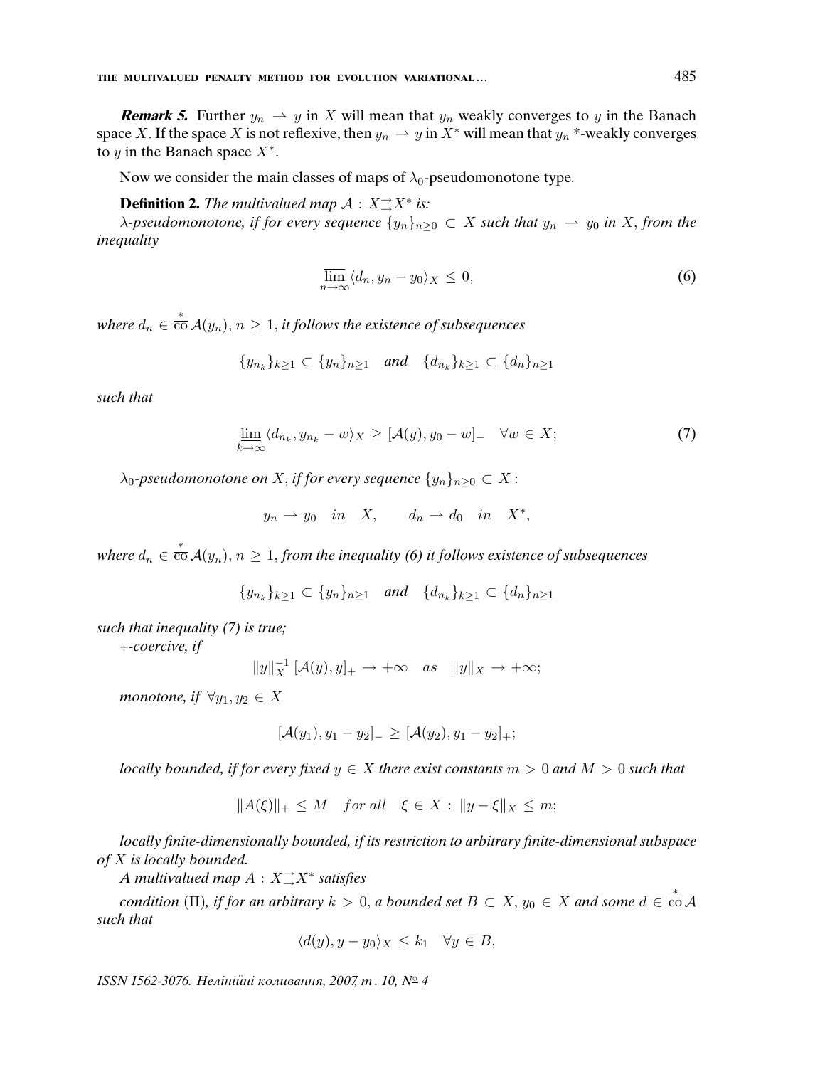**Remark 5.** Further $y_n \rightharpoonup y$ in $X$ will mean that $y_n$ weakly converges to $y$ in the Banach space $X$. If the space $X$ is not reflexive, then $y_n \rightharpoonup y$ in $X^*$ will mean that $y_n$ *-weakly converges to $y$ in the Banach space $X^*$.

Now we consider the main classes of maps of $\lambda_0$-pseudomonotone type.

**Definition 2.** *The multivalued map $\mathcal{A} : X \rightrightarrows X^*$ is:*

*$\lambda$-pseudomonotone, if for every sequence $\{y_n\}_{n\geq 0} \subset X$ such that $y_n \rightharpoonup y_0$ in $X$, from the inequality*

$$\overline{\lim_{n\to\infty}} \langle d_n, y_n - y_0 \rangle_X \leq 0, \tag{6}$$

*where $d_n \in \overset{*}{\overline{\mathrm{co}}}\, \mathcal{A}(y_n)$, $n \geq 1$, it follows the existence of subsequences*

$$\{y_{n_k}\}_{k\geq 1} \subset \{y_n\}_{n\geq 1} \quad \text{and} \quad \{d_{n_k}\}_{k\geq 1} \subset \{d_n\}_{n\geq 1}$$

*such that*

$$\underline{\lim_{k\to\infty}} \langle d_{n_k}, y_{n_k} - w \rangle_X \geq [\mathcal{A}(y), y_0 - w]_- \quad \forall w \in X; \tag{7}$$

*$\lambda_0$-pseudomonotone on $X$, if for every sequence $\{y_n\}_{n\geq 0} \subset X$ :*

$$y_n \rightharpoonup y_0 \quad in \quad X, \qquad d_n \rightharpoonup d_0 \quad in \quad X^*,$$

*where $d_n \in \overset{*}{\overline{\mathrm{co}}}\, \mathcal{A}(y_n)$, $n \geq 1$, from the inequality (6) it follows existence of subsequences*

$$\{y_{n_k}\}_{k\geq 1} \subset \{y_n\}_{n\geq 1} \quad \text{and} \quad \{d_{n_k}\}_{k\geq 1} \subset \{d_n\}_{n\geq 1}$$

*such that inequality (7) is true;*

*+-coercive, if*

$$\|y\|_X^{-1} \, [\mathcal{A}(y), y]_+ \to +\infty \quad as \quad \|y\|_X \to +\infty;$$

*monotone, if $\forall y_1, y_2 \in X$*

$$[\mathcal{A}(y_1), y_1 - y_2]_- \geq [\mathcal{A}(y_2), y_1 - y_2]_+;$$

*locally bounded, if for every fixed $y \in X$ there exist constants $m > 0$ and $M > 0$ such that*

$$\|A(\xi)\|_+ \leq M \quad for\ all \quad \xi \in X : \|y - \xi\|_X \leq m;$$

*locally finite-dimensionally bounded, if its restriction to arbitrary finite-dimensional subspace of $X$ is locally bounded.*

*A multivalued map $A : X \rightrightarrows X^*$ satisfies*

*condition $(\Pi)$, if for an arbitrary $k > 0$, a bounded set $B \subset X$, $y_0 \in X$ and some $d \in \overset{*}{\overline{\mathrm{co}}}\, \mathcal{A}$ such that*

$$\langle d(y), y - y_0 \rangle_X \leq k_1 \quad \forall y \in B,$$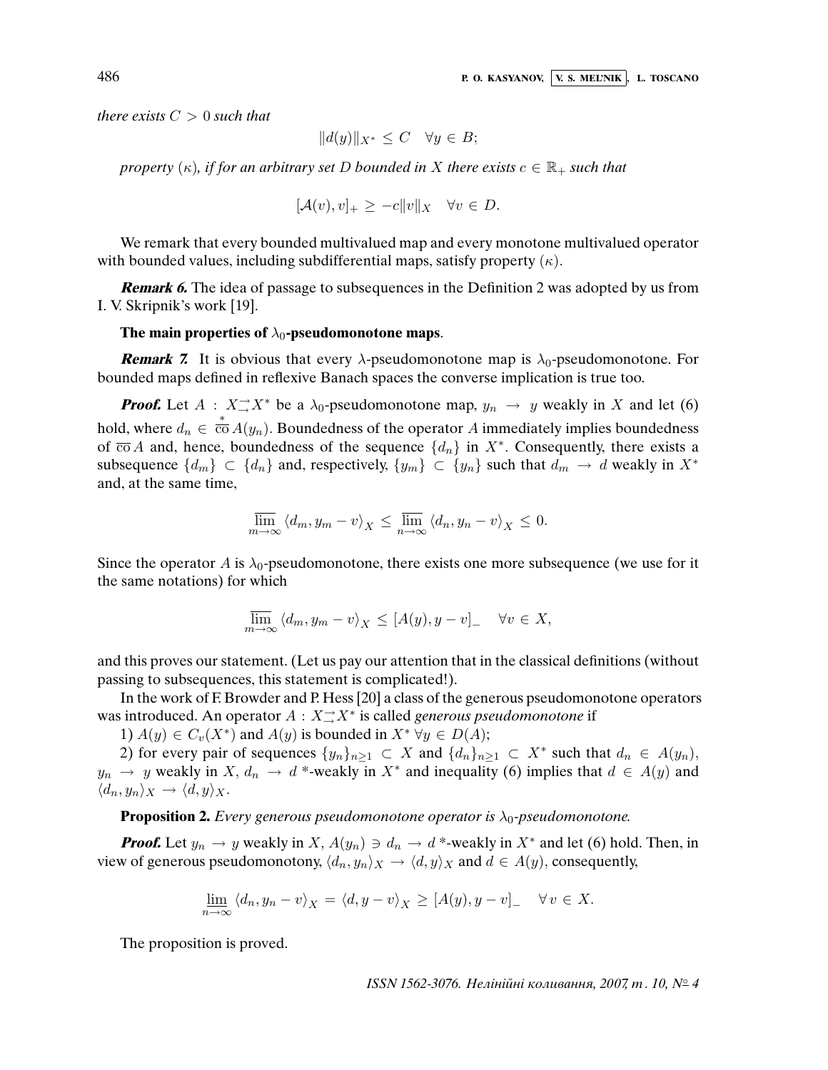*there exists $C > 0$ such that*

$$\|d(y)\|_{X^*} \le C \quad \forall y \in B;$$

*property $(\kappa)$, if for an arbitrary set $D$ bounded in $X$ there exists $c \in \mathbb{R}_+$ such that*

$$[\mathcal{A}(v), v]_+ \ge -c\|v\|_X \quad \forall v \in D.$$

We remark that every bounded multivalued map and every monotone multivalued operator with bounded values, including subdifferential maps, satisfy property $(\kappa)$.

***Remark 6.*** The idea of passage to subsequences in the Definition 2 was adopted by us from I. V. Skripnik's work [19].

**The main properties of $\lambda_0$-pseudomonotone maps**.

***Remark 7.*** It is obvious that every $\lambda$-pseudomonotone map is $\lambda_0$-pseudomonotone. For bounded maps defined in reflexive Banach spaces the converse implication is true too.

***Proof.*** Let $A : X \overset{\rightarrow}{\rightarrow} X^*$ be a $\lambda_0$-pseudomonotone map, $y_n \to y$ weakly in $X$ and let (6) hold, where $d_n \in \overset{*}{\overline{\mathrm{co}}}\, A(y_n)$. Boundedness of the operator $A$ immediately implies boundedness of $\overline{\mathrm{co}}\, A$ and, hence, boundedness of the sequence $\{d_n\}$ in $X^*$. Consequently, there exists a subsequence $\{d_m\} \subset \{d_n\}$ and, respectively, $\{y_m\} \subset \{y_n\}$ such that $d_m \to d$ weakly in $X^*$ and, at the same time,

$$\varlimsup_{m\to\infty} \langle d_m, y_m - v\rangle_X \le \varlimsup_{n\to\infty} \langle d_n, y_n - v\rangle_X \le 0.$$

Since the operator $A$ is $\lambda_0$-pseudomonotone, there exists one more subsequence (we use for it the same notations) for which

$$\varlimsup_{m\to\infty} \langle d_m, y_m - v\rangle_X \le [A(y), y - v]_- \quad \forall v \in X,$$

and this proves our statement. (Let us pay our attention that in the classical definitions (without passing to subsequences, this statement is complicated!).

In the work of F. Browder and P. Hess [20] a class of the generous pseudomonotone operators was introduced. An operator $A : X \overset{\rightarrow}{\rightarrow} X^*$ is called *generous pseudomonotone* if

1) $A(y) \in C_v(X^*)$ and $A(y)$ is bounded in $X^*$ $\forall y \in D(A)$;

2) for every pair of sequences $\{y_n\}_{n\ge 1} \subset X$ and $\{d_n\}_{n\ge 1} \subset X^*$ such that $d_n \in A(y_n)$, $y_n \to y$ weakly in $X$, $d_n \to d$ *-weakly in $X^*$ and inequality (6) implies that $d \in A(y)$ and $\langle d_n, y_n\rangle_X \to \langle d, y\rangle_X$.

**Proposition 2.** *Every generous pseudomonotone operator is $\lambda_0$-pseudomonotone.*

***Proof.*** Let $y_n \to y$ weakly in $X$, $A(y_n) \ni d_n \to d$ *-weakly in $X^*$ and let (6) hold. Then, in view of generous pseudomonotony, $\langle d_n, y_n\rangle_X \to \langle d, y\rangle_X$ and $d \in A(y)$, consequently,

$$\varliminf_{n\to\infty} \langle d_n, y_n - v\rangle_X = \langle d, y - v\rangle_X \ge [A(y), y - v]_- \quad \forall\, v \in X.$$

The proposition is proved.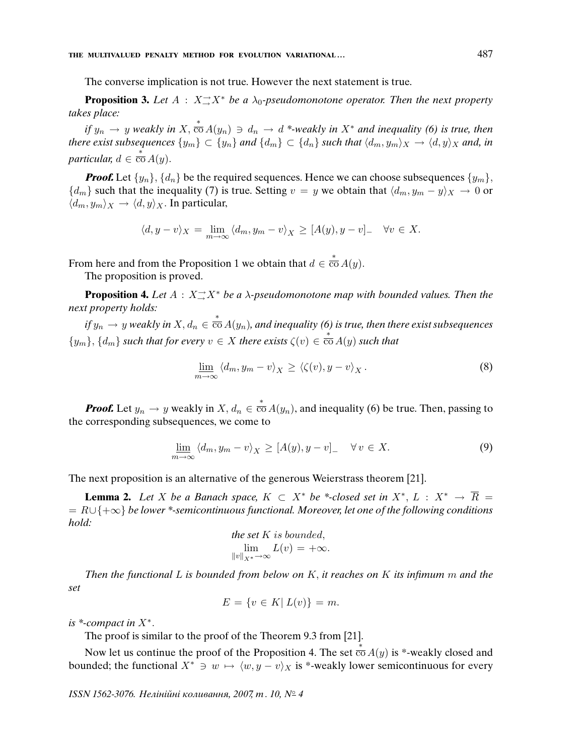The converse implication is not true. However the next statement is true.

**Proposition 3.** *Let $A : X \rightrightarrows X^*$ be a $\lambda_0$-pseudomonotone operator. Then the next property takes place:*

*if $y_n \to y$ weakly in $X$, $\overset{*}{\overline{\text{co}}}\, A(y_n) \ni d_n \to d$ \*-weakly in $X^*$ and inequality (6) is true, then there exist subsequences $\{y_m\} \subset \{y_n\}$ and $\{d_m\} \subset \{d_n\}$ such that $\langle d_m, y_m \rangle_X \to \langle d, y \rangle_X$ and, in particular, $d \in \overset{*}{\overline{\text{co}}}\, A(y)$.*

***Proof.*** Let $\{y_n\}$, $\{d_n\}$ be the required sequences. Hence we can choose subsequences $\{y_m\}$, $\{d_m\}$ such that the inequality (7) is true. Setting $v = y$ we obtain that $\langle d_m, y_m - y \rangle_X \to 0$ or $\langle d_m, y_m \rangle_X \to \langle d, y \rangle_X$. In particular,

$$\langle d, y - v \rangle_X = \lim_{m \to \infty} \langle d_m, y_m - v \rangle_X \geq [A(y), y - v]_- \quad \forall v \in X.$$

From here and from the Proposition 1 we obtain that $d \in \overset{*}{\overline{\text{co}}}\, A(y)$.

The proposition is proved.

**Proposition 4.** *Let $A : X \rightrightarrows X^*$ be a $\lambda$-pseudomonotone map with bounded values. Then the next property holds:*

*if $y_n \to y$ weakly in $X$, $d_n \in \overset{*}{\overline{\text{co}}}\, A(y_n)$, and inequality (6) is true, then there exist subsequences $\{y_m\}$, $\{d_m\}$ such that for every $v \in X$ there exists $\zeta(v) \in \overset{*}{\overline{\text{co}}}\, A(y)$ such that*

$$\varliminf_{m \to \infty} \langle d_m, y_m - v \rangle_X \geq \langle \zeta(v), y - v \rangle_X . \tag{8}$$

***Proof.*** Let $y_n \to y$ weakly in $X$, $d_n \in \overset{*}{\overline{\text{co}}}\, A(y_n)$, and inequality (6) be true. Then, passing to the corresponding subsequences, we come to

$$\varliminf_{m \to \infty} \langle d_m, y_m - v \rangle_X \geq [A(y), y - v]_- \quad \forall\, v \in X. \tag{9}$$

The next proposition is an alternative of the generous Weierstrass theorem [21].

**Lemma 2.** *Let $X$ be a Banach space, $K \subset X^*$ be \*-closed set in $X^*$, $L : X^* \to \overline{R} = R \cup \{+\infty\}$ be lower \*-semicontinuous functional. Moreover, let one of the following conditions hold:*

$$\text{the set } K \text{ is bounded},$$
$$\lim_{\|v\|_{X^*} \to \infty} L(v) = +\infty.$$

*Then the functional $L$ is bounded from below on $K$, it reaches on $K$ its infimum $m$ and the set*

$$E = \{v \in K |\, L(v)\} = m.$$

*is \*-compact in $X^*$.*

The proof is similar to the proof of the Theorem 9.3 from [21].

Now let us continue the proof of the Proposition 4. The set $\overset{*}{\overline{\text{co}}}\, A(y)$ is \*-weakly closed and bounded; the functional $X^* \ni w \mapsto \langle w, y - v \rangle_X$ is \*-weakly lower semicontinuous for every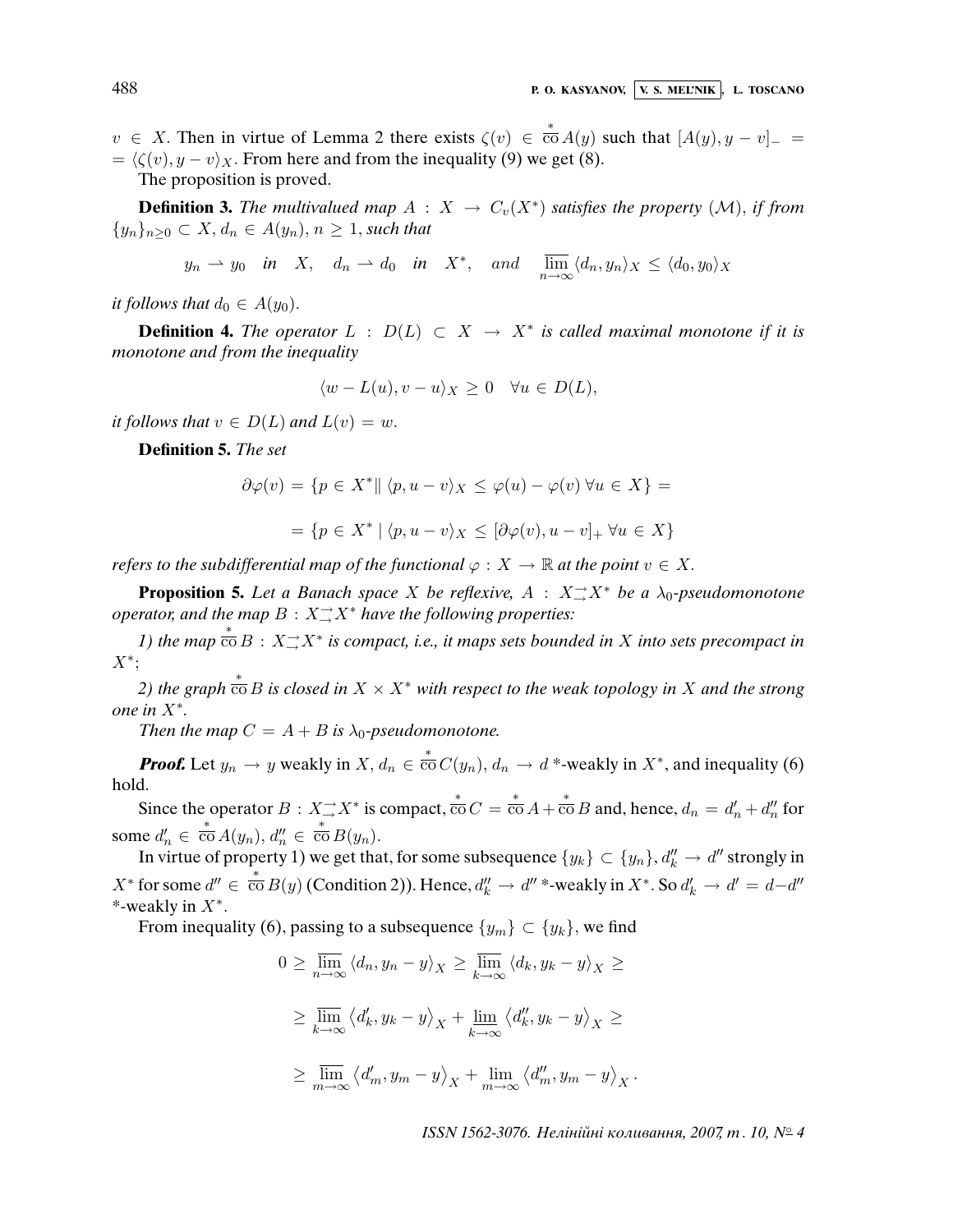$v \in X$. Then in virtue of Lemma 2 there exists $\zeta(v) \in \overset{*}{\overline{\text{co}}}\, A(y)$ such that $[A(y), y - v]_- = \langle \zeta(v), y - v\rangle_X$. From here and from the inequality (9) we get (8).

The proposition is proved.

**Definition 3.** *The multivalued map $A : X \to C_v(X^*)$ satisfies the property $(\mathcal{M})$, if from $\{y_n\}_{n\geq 0} \subset X$, $d_n \in A(y_n)$, $n \geq 1$, such that*

$$y_n \rightharpoonup y_0 \quad \textit{in} \quad X, \quad d_n \rightharpoonup d_0 \quad \textit{in} \quad X^*, \quad \textit{and} \quad \overline{\lim_{n\to\infty}}\, \langle d_n, y_n\rangle_X \leq \langle d_0, y_0\rangle_X$$

*it follows that $d_0 \in A(y_0)$.*

**Definition 4.** *The operator $L : D(L) \subset X \to X^*$ is called maximal monotone if it is monotone and from the inequality*

$$\langle w - L(u), v - u\rangle_X \geq 0 \quad \forall u \in D(L),$$

*it follows that $v \in D(L)$ and $L(v) = w$.*

**Definition 5.** *The set*

$$\partial\varphi(v) = \{p \in X^* \| \langle p, u - v\rangle_X \leq \varphi(u) - \varphi(v)\ \forall u \in X\} =$$

$$= \{p \in X^* \mid \langle p, u - v\rangle_X \leq [\partial\varphi(v), u - v]_+\ \forall u \in X\}$$

*refers to the subdifferential map of the functional $\varphi : X \to \mathbb{R}$ at the point $v \in X$.*

**Proposition 5.** *Let a Banach space $X$ be reflexive, $A : X \rightrightarrows X^*$ be a $\lambda_0$-pseudomonotone operator, and the map $B : X \rightrightarrows X^*$ have the following properties:*

*1) the map $\overset{*}{\overline{\text{co}}}\, B : X \rightrightarrows X^*$ is compact, i.e., it maps sets bounded in $X$ into sets precompact in $X^*$;*

*2) the graph $\overset{*}{\overline{\text{co}}}\, B$ is closed in $X \times X^*$ with respect to the weak topology in $X$ and the strong one in $X^*$.*

*Then the map $C = A + B$ is $\lambda_0$-pseudomonotone.*

***Proof.*** Let $y_n \to y$ weakly in $X$, $d_n \in \overset{*}{\overline{\text{co}}}\, C(y_n)$, $d_n \to d$ \*-weakly in $X^*$, and inequality (6) hold.

Since the operator $B : X \rightrightarrows X^*$ is compact, $\overset{*}{\overline{\text{co}}}\, C = \overset{*}{\overline{\text{co}}}\, A + \overset{*}{\overline{\text{co}}}\, B$ and, hence, $d_n = d_n' + d_n''$ for some $d_n' \in \overset{*}{\overline{\text{co}}}\, A(y_n)$, $d_n'' \in \overset{*}{\overline{\text{co}}}\, B(y_n)$.

In virtue of property 1) we get that, for some subsequence $\{y_k\} \subset \{y_n\}$, $d_k'' \to d''$ strongly in $X^*$ for some $d'' \in \overset{*}{\overline{\text{co}}}\, B(y)$ (Condition 2)). Hence, $d_k'' \to d''$ \*-weakly in $X^*$. So $d_k' \to d' = d - d''$ \*-weakly in $X^*$.

From inequality (6), passing to a subsequence $\{y_m\} \subset \{y_k\}$, we find

$$0 \geq \overline{\lim_{n\to\infty}}\, \langle d_n, y_n - y\rangle_X \geq \overline{\lim_{k\to\infty}}\, \langle d_k, y_k - y\rangle_X \geq$$

$$\geq \overline{\lim_{k\to\infty}}\, \left\langle d_k', y_k - y\right\rangle_X + \underline{\lim_{k\to\infty}}\, \left\langle d_k'', y_k - y\right\rangle_X \geq$$

$$\geq \overline{\lim_{m\to\infty}}\, \left\langle d_m', y_m - y\right\rangle_X + \lim_{m\to\infty} \left\langle d_m'', y_m - y\right\rangle_X .$$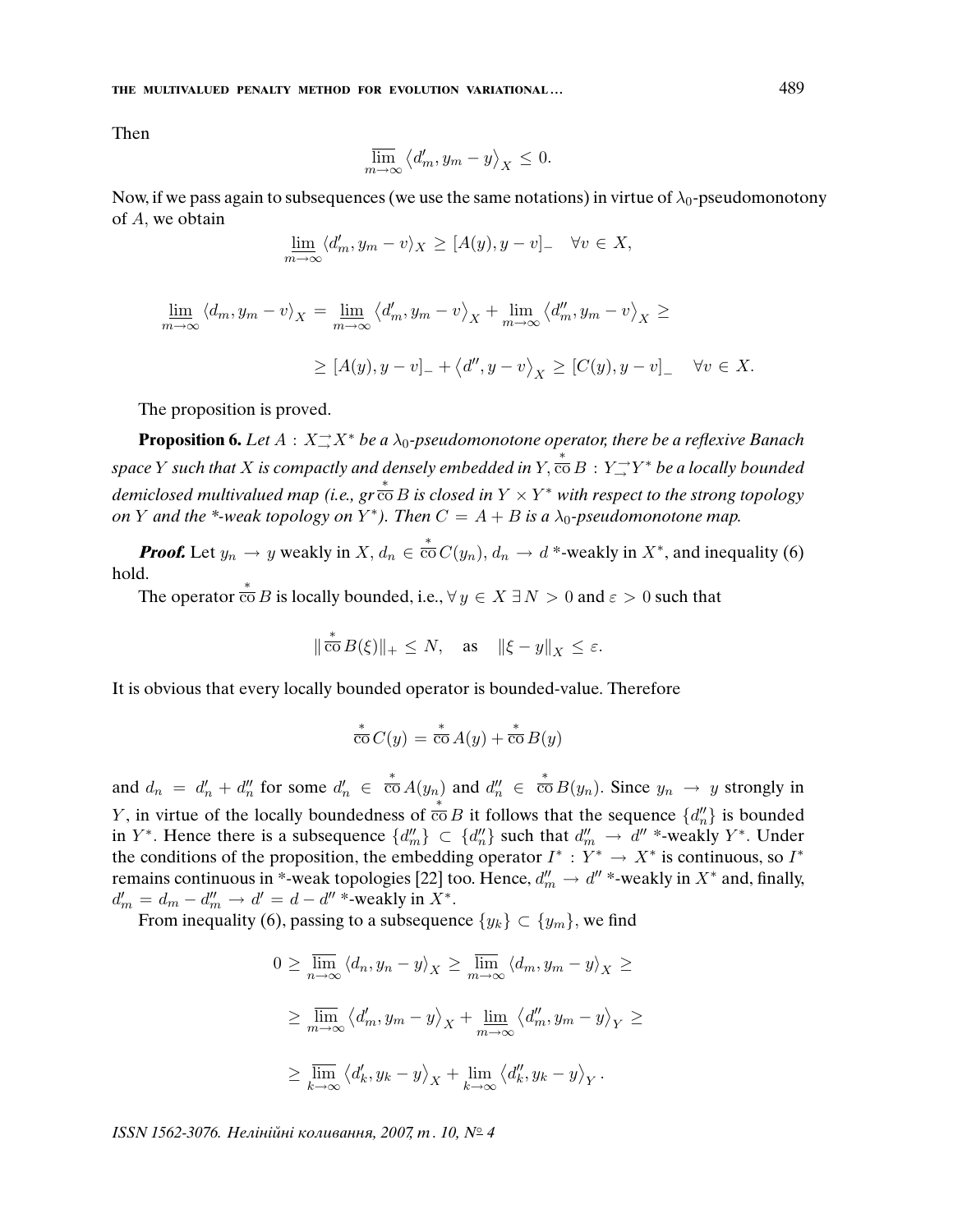Then

$$\overline{\lim_{m\to\infty}} \left\langle d'_m, y_m - y \right\rangle_X \le 0.$$

Now, if we pass again to subsequences (we use the same notations) in virtue of $\lambda_0$-pseudomonotony of $A$, we obtain

$$\underline{\lim_{m\to\infty}} \langle d'_m, y_m - v\rangle_X \ge [A(y), y - v]_- \quad \forall v \in X,$$

$$\underline{\lim_{m\to\infty}} \langle d_m, y_m - v\rangle_X = \underline{\lim_{m\to\infty}} \left\langle d'_m, y_m - v\right\rangle_X + \lim_{m\to\infty} \left\langle d''_m, y_m - v\right\rangle_X \ge$$

$$\ge [A(y), y - v]_- + \left\langle d'', y - v\right\rangle_X \ge [C(y), y - v]_- \quad \forall v \in X.$$

The proposition is proved.

**Proposition 6.** *Let $A : X \overset{\to}{\to} X^*$ be a $\lambda_0$-pseudomonotone operator, there be a reflexive Banach space $Y$ such that $X$ is compactly and densely embedded in $Y$, $\overset{*}{\overline{\mathrm{co}}}\, B : Y \overset{\to}{\to} Y^*$ be a locally bounded demiclosed multivalued map (i.e., $gr\, \overset{*}{\overline{\mathrm{co}}}\, B$ is closed in $Y \times Y^*$ with respect to the strong topology on $Y$ and the \*-weak topology on $Y^*$). Then $C = A + B$ is a $\lambda_0$-pseudomonotone map.*

***Proof.*** Let $y_n \to y$ weakly in $X$, $d_n \in \overset{*}{\overline{\mathrm{co}}}\, C(y_n)$, $d_n \to d$ \*-weakly in $X^*$, and inequality (6) hold.

The operator $\overset{*}{\overline{\mathrm{co}}}\, B$ is locally bounded, i.e., $\forall\, y \in X\ \exists\, N > 0$ and $\varepsilon > 0$ such that

$$\|\overset{*}{\overline{\mathrm{co}}}\, B(\xi)\|_+ \le N, \quad \text{as} \quad \|\xi - y\|_X \le \varepsilon.$$

It is obvious that every locally bounded operator is bounded-value. Therefore

$$\overset{*}{\overline{\mathrm{co}}}\, C(y) = \overset{*}{\overline{\mathrm{co}}}\, A(y) + \overset{*}{\overline{\mathrm{co}}}\, B(y)$$

and $d_n = d'_n + d''_n$ for some $d'_n \in \overset{*}{\overline{\mathrm{co}}}\, A(y_n)$ and $d''_n \in \overset{*}{\overline{\mathrm{co}}}\, B(y_n)$. Since $y_n \to y$ strongly in $Y$, in virtue of the locally boundedness of $\overset{*}{\overline{\mathrm{co}}}\, B$ it follows that the sequence $\{d''_n\}$ is bounded in $Y^*$. Hence there is a subsequence $\{d''_m\} \subset \{d''_n\}$ such that $d''_m \to d''$ \*-weakly $Y^*$. Under the conditions of the proposition, the embedding operator $I^* : Y^* \to X^*$ is continuous, so $I^*$ remains continuous in \*-weak topologies [22] too. Hence, $d''_m \to d''$ \*-weakly in $X^*$ and, finally, $d'_m = d_m - d''_m \to d' = d - d''$ \*-weakly in $X^*$.

From inequality (6), passing to a subsequence $\{y_k\} \subset \{y_m\}$, we find

$$0 \ge \overline{\lim_{n\to\infty}} \left\langle d_n, y_n - y\right\rangle_X \ge \overline{\lim_{m\to\infty}} \left\langle d_m, y_m - y\right\rangle_X \ge$$

$$\ge \overline{\lim_{m\to\infty}} \left\langle d'_m, y_m - y\right\rangle_X + \underline{\lim_{m\to\infty}} \left\langle d''_m, y_m - y\right\rangle_Y \ge$$

$$\ge \overline{\lim_{k\to\infty}} \left\langle d'_k, y_k - y\right\rangle_X + \lim_{k\to\infty} \left\langle d''_k, y_k - y\right\rangle_Y .$$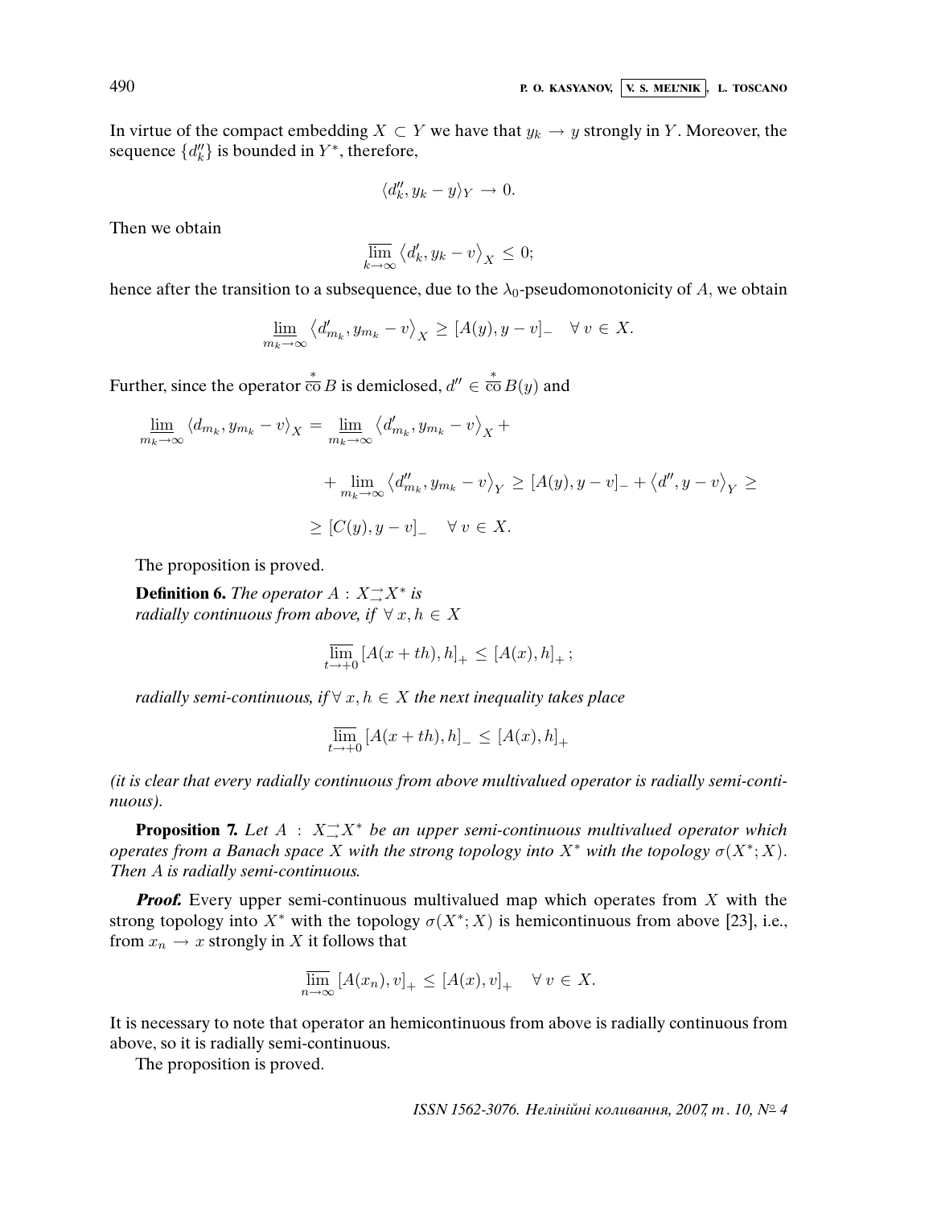In virtue of the compact embedding $X \subset Y$ we have that $y_k \to y$ strongly in $Y$. Moreover, the sequence $\{d_k''\}$ is bounded in $Y^*$, therefore,

$$\langle d_k'', y_k - y \rangle_Y \to 0.$$

Then we obtain

$$\overline{\lim_{k\to\infty}} \left\langle d_k', y_k - v \right\rangle_X \leq 0;$$

hence after the transition to a subsequence, due to the $\lambda_0$-pseudomonotonicity of $A$, we obtain

$$\underline{\lim_{m_k\to\infty}} \left\langle d_{m_k}', y_{m_k} - v \right\rangle_X \geq [A(y), y - v]_- \quad \forall\, v \in X.$$

Further, since the operator $\overset{*}{\overline{\text{co}}}\, B$ is demiclosed, $d'' \in \overset{*}{\overline{\text{co}}}\, B(y)$ and

$$\underline{\lim_{m_k\to\infty}} \left\langle d_{m_k}, y_{m_k} - v \right\rangle_X = \underline{\lim_{m_k\to\infty}} \left\langle d_{m_k}', y_{m_k} - v \right\rangle_X +$$

$$+ \lim_{m_k\to\infty} \left\langle d_{m_k}'', y_{m_k} - v \right\rangle_Y \geq [A(y), y - v]_- + \left\langle d'', y - v \right\rangle_Y \geq$$

$$\geq [C(y), y - v]_- \quad \forall\, v \in X.$$

The proposition is proved.

**Definition 6.** *The operator $A : X \rightrightarrows X^*$ is radially continuous from above, if $\forall\, x, h \in X$*

$$\overline{\lim_{t\to+0}}\, [A(x + th), h]_+ \leq [A(x), h]_+ ;$$

*radially semi-continuous, if $\forall\, x, h \in X$ the next inequality takes place*

$$\overline{\lim_{t\to+0}}\, [A(x + th), h]_- \leq [A(x), h]_+$$

*(it is clear that every radially continuous from above multivalued operator is radially semi-continuous).*

**Proposition 7.** *Let $A : X \rightrightarrows X^*$ be an upper semi-continuous multivalued operator which operates from a Banach space $X$ with the strong topology into $X^*$ with the topology $\sigma(X^*; X)$. Then $A$ is radially semi-continuous.*

***Proof.*** Every upper semi-continuous multivalued map which operates from $X$ with the strong topology into $X^*$ with the topology $\sigma(X^*; X)$ is hemicontinuous from above [23], i.e., from $x_n \to x$ strongly in $X$ it follows that

$$\overline{\lim_{n\to\infty}}\, [A(x_n), v]_+ \leq [A(x), v]_+ \quad \forall\, v \in X.$$

It is necessary to note that operator an hemicontinuous from above is radially continuous from above, so it is radially semi-continuous.

The proposition is proved.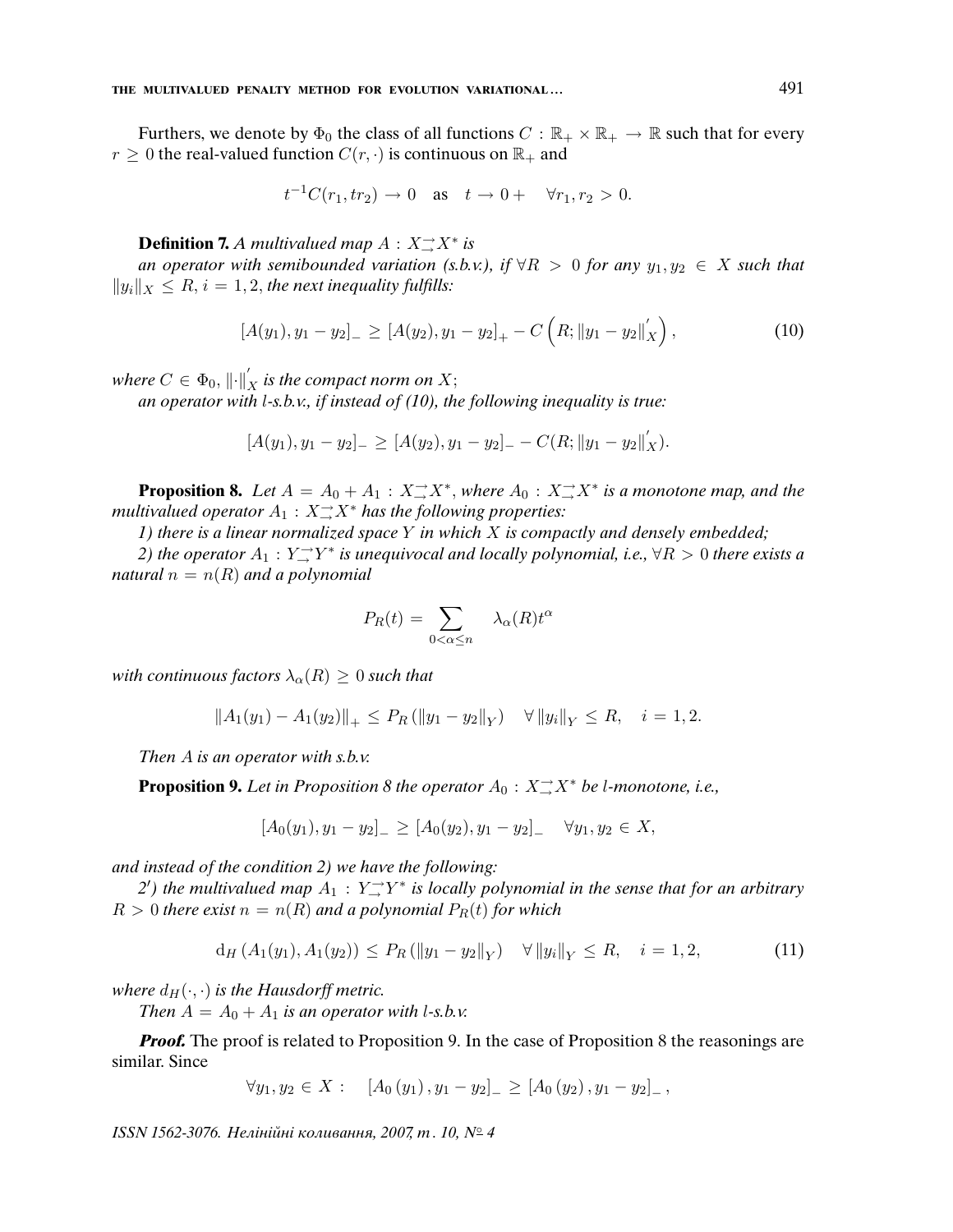Furthers, we denote by $\Phi_0$ the class of all functions $C : \mathbb{R}_+ \times \mathbb{R}_+ \to \mathbb{R}$ such that for every $r \geq 0$ the real-valued function $C(r, \cdot)$ is continuous on $\mathbb{R}_+$ and

$$t^{-1}C(r_1, tr_2) \to 0 \quad \text{as} \quad t \to 0+ \quad \forall r_1, r_2 > 0.$$

**Definition 7.** *A multivalued map $A : X \overset{\to}{\to} X^*$ is*

*an operator with semibounded variation (s.b.v.), if $\forall R > 0$ for any $y_1, y_2 \in X$ such that $\|y_i\|_X \leq R$, $i = 1, 2$, the next inequality fulfills:*

$$[A(y_1), y_1 - y_2]_- \geq [A(y_2), y_1 - y_2]_+ - C\left(R; \|y_1 - y_2\|_X^{'}\right), \tag{10}$$

*where $C \in \Phi_0$, $\|\cdot\|_X^{'}$ is the compact norm on $X$;*

*an operator with $l$-s.b.v., if instead of (10), the following inequality is true:*

$$[A(y_1), y_1 - y_2]_- \geq [A(y_2), y_1 - y_2]_- - C(R; \|y_1 - y_2\|_X^{'}).$$

**Proposition 8.** *Let $A = A_0 + A_1 : X \overset{\to}{\to} X^*$, where $A_0 : X \overset{\to}{\to} X^*$ is a monotone map, and the multivalued operator $A_1 : X \overset{\to}{\to} X^*$ has the following properties:*

*1) there is a linear normalized space $Y$ in which $X$ is compactly and densely embedded;*

*2) the operator $A_1 : Y \overset{\to}{\to} Y^*$ is unequivocal and locally polynomial, i.e., $\forall R > 0$ there exists a natural $n = n(R)$ and a polynomial*

$$P_R(t) = \sum_{0 < \alpha \leq n} \lambda_\alpha(R) t^\alpha$$

*with continuous factors $\lambda_\alpha(R) \geq 0$ such that*

$$\|A_1(y_1) - A_1(y_2)\|_+ \leq P_R\left(\|y_1 - y_2\|_Y\right) \quad \forall \|y_i\|_Y \leq R, \quad i = 1, 2.$$

*Then $A$ is an operator with s.b.v.*

**Proposition 9.** *Let in Proposition 8 the operator $A_0 : X \overset{\to}{\to} X^*$ be $l$-monotone, i.e.,*

$$[A_0(y_1), y_1 - y_2]_- \geq [A_0(y_2), y_1 - y_2]_- \quad \forall y_1, y_2 \in X,$$

*and instead of the condition 2) we have the following:*

*2′) the multivalued map $A_1 : Y \overset{\to}{\to} Y^*$ is locally polynomial in the sense that for an arbitrary $R > 0$ there exist $n = n(R)$ and a polynomial $P_R(t)$ for which*

$$\mathrm{d}_H\left(A_1(y_1), A_1(y_2)\right) \leq P_R\left(\|y_1 - y_2\|_Y\right) \quad \forall \|y_i\|_Y \leq R, \quad i = 1, 2, \tag{11}$$

*where $d_H(\cdot, \cdot)$ is the Hausdorff metric.*

*Then $A = A_0 + A_1$ is an operator with $l$-s.b.v.*

***Proof.*** The proof is related to Proposition 9. In the case of Proposition 8 the reasonings are similar. Since

$$\forall y_1, y_2 \in X : \quad [A_0\left(y_1\right), y_1 - y_2]_- \geq [A_0\left(y_2\right), y_1 - y_2]_-,$$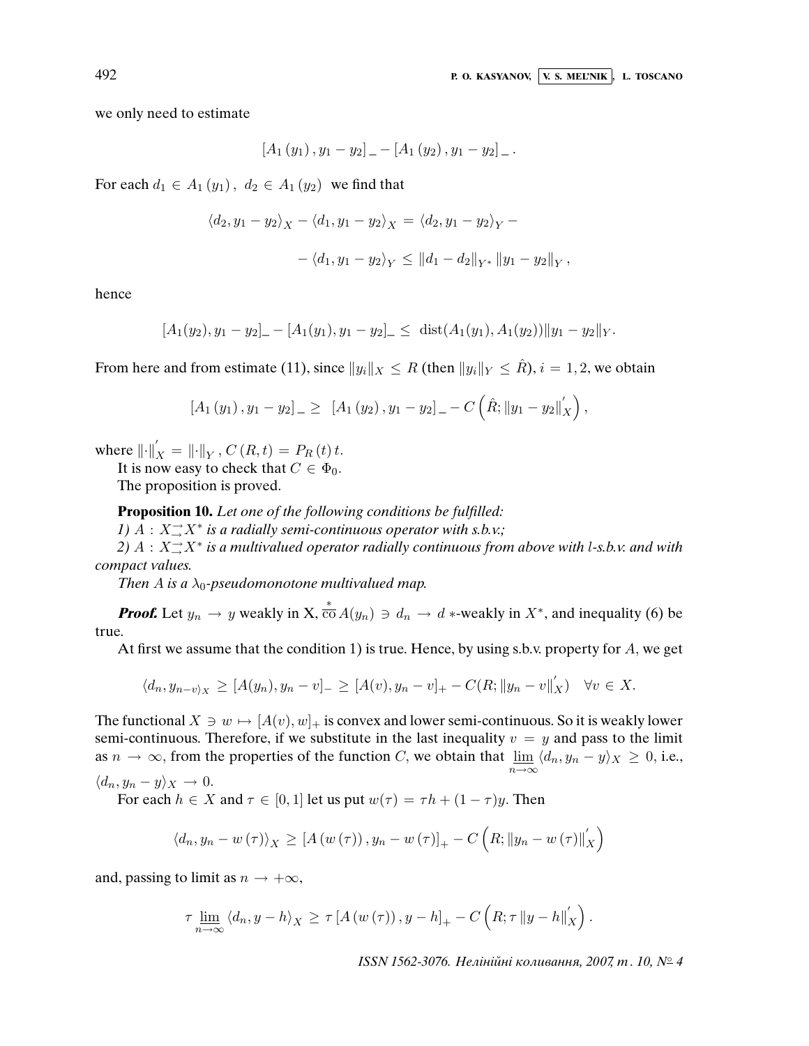we only need to estimate

$$[A_1(y_1), y_1 - y_2]_- - [A_1(y_2), y_1 - y_2]_- .$$

For each $d_1 \in A_1(y_1)$, $d_2 \in A_1(y_2)$ we find that

$$\langle d_2, y_1 - y_2 \rangle_X - \langle d_1, y_1 - y_2 \rangle_X = \langle d_2, y_1 - y_2 \rangle_Y -$$

$$- \langle d_1, y_1 - y_2 \rangle_Y \leq \|d_1 - d_2\|_{Y^*} \|y_1 - y_2\|_Y ,$$

hence

$$[A_1(y_2), y_1 - y_2]_- - [A_1(y_1), y_1 - y_2]_- \leq \operatorname{dist}(A_1(y_1), A_1(y_2)) \|y_1 - y_2\|_Y .$$

From here and from estimate (11), since $\|y_i\|_X \leq R$ (then $\|y_i\|_Y \leq \hat{R}$), $i = 1, 2$, we obtain

$$[A_1(y_1), y_1 - y_2]_- \geq [A_1(y_2), y_1 - y_2]_- - C\left(\hat{R}; \|y_1 - y_2\|_X^{'}\right),$$

where $\|\cdot\|_X^{'} = \|\cdot\|_Y$, $C(R, t) = P_R(t)\, t$.

It is now easy to check that $C \in \Phi_0$.

The proposition is proved.

**Proposition 10.** *Let one of the following conditions be fulfilled:*

*1) $A : X \rightrightarrows X^*$ is a radially semi-continuous operator with s.b.v.;*

*2) $A : X \rightrightarrows X^*$ is a multivalued operator radially continuous from above with $l$-s.b.v. and with compact values.*

*Then $A$ is a $\lambda_0$-pseudomonotone multivalued map.*

***Proof.*** Let $y_n \to y$ weakly in X, $\overset{*}{\overline{\text{co}}}\, A(y_n) \ni d_n \to d$ $*$-weakly in $X^*$, and inequality (6) be true.

At first we assume that the condition 1) is true. Hence, by using s.b.v. property for $A$, we get

$$\langle d_n, y_{n-v} \rangle_X \geq [A(y_n), y_n - v]_- \geq [A(v), y_n - v]_+ - C(R; \|y_n - v\|_X^{'}) \quad \forall v \in X.$$

The functional $X \ni w \mapsto [A(v), w]_+$ is convex and lower semi-continuous. So it is weakly lower semi-continuous. Therefore, if we substitute in the last inequality $v = y$ and pass to the limit as $n \to \infty$, from the properties of the function $C$, we obtain that $\underline{\lim}_{n\to\infty} \langle d_n, y_n - y \rangle_X \geq 0$, i.e., $\langle d_n, y_n - y \rangle_X \to 0$.

For each $h \in X$ and $\tau \in [0, 1]$ let us put $w(\tau) = \tau h + (1 - \tau) y$. Then

$$\langle d_n, y_n - w(\tau) \rangle_X \geq [A(w(\tau)), y_n - w(\tau)]_+ - C\left(R; \|y_n - w(\tau)\|_X^{'}\right)$$

and, passing to limit as $n \to +\infty$,

$$\tau \underline{\lim}_{n\to\infty} \langle d_n, y - h \rangle_X \geq \tau [A(w(\tau)), y - h]_+ - C\left(R; \tau \|y - h\|_X^{'}\right).$$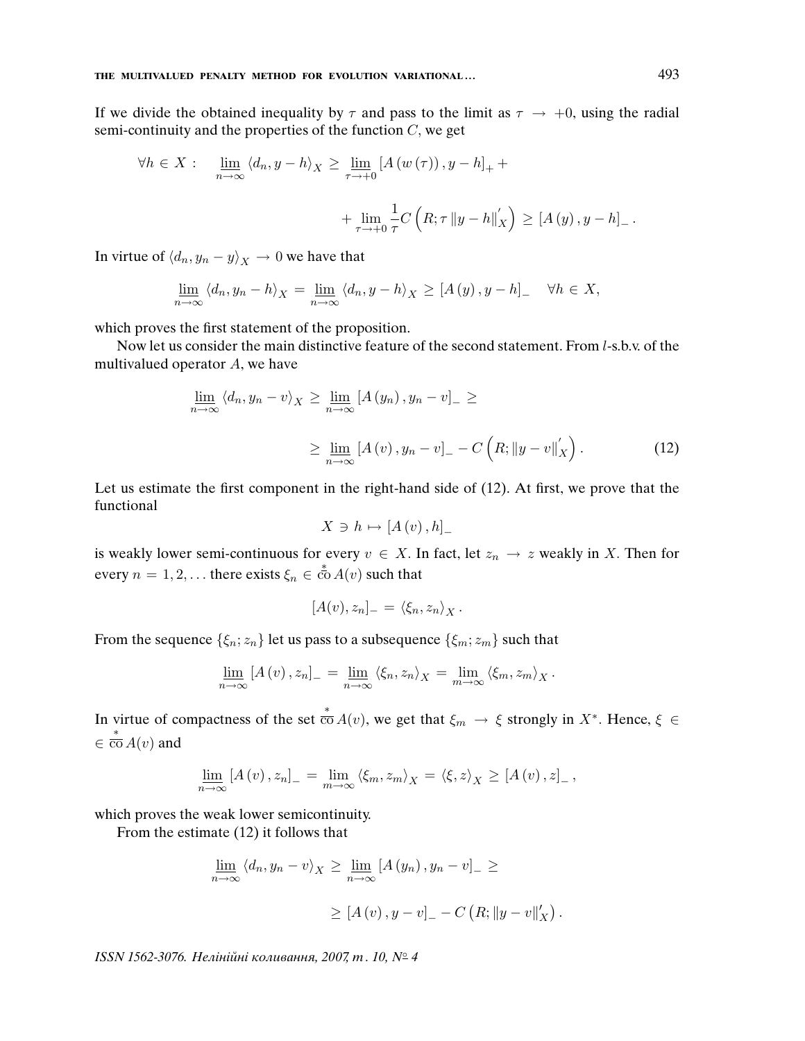If we divide the obtained inequality by $\tau$ and pass to the limit as $\tau \to +0$, using the radial semi-continuity and the properties of the function $C$, we get

$$\forall h \in X: \quad \varliminf_{n\to\infty} \langle d_n, y - h\rangle_X \geq \varliminf_{\tau\to+0} [A(w(\tau)), y - h]_+ +$$

$$+ \varliminf_{\tau\to+0} \frac{1}{\tau} C\left(R; \tau \|y - h\|_X^{'}\right) \geq [A(y), y - h]_- .$$

In virtue of $\langle d_n, y_n - y\rangle_X \to 0$ we have that

$$\varliminf_{n\to\infty} \langle d_n, y_n - h\rangle_X = \varliminf_{n\to\infty} \langle d_n, y - h\rangle_X \geq [A(y), y - h]_- \quad \forall h \in X,$$

which proves the first statement of the proposition.

Now let us consider the main distinctive feature of the second statement. From $l$-s.b.v. of the multivalued operator $A$, we have

$$\varliminf_{n\to\infty} \langle d_n, y_n - v\rangle_X \geq \varliminf_{n\to\infty} [A(y_n), y_n - v]_- \geq$$

$$\geq \varliminf_{n\to\infty} [A(v), y_n - v]_- - C\left(R; \|y - v\|_X^{'}\right). \tag{12}$$

Let us estimate the first component in the right-hand side of (12). At first, we prove that the functional

$$X \ni h \mapsto [A(v), h]_-$$

is weakly lower semi-continuous for every $v \in X$. In fact, let $z_n \to z$ weakly in $X$. Then for every $n = 1, 2, \ldots$ there exists $\xi_n \in \overset{*}{\overline{\text{co}}}\, A(v)$ such that

$$[A(v), z_n]_- = \langle \xi_n, z_n\rangle_X .$$

From the sequence $\{\xi_n; z_n\}$ let us pass to a subsequence $\{\xi_m; z_m\}$ such that

$$\varliminf_{n\to\infty} [A(v), z_n]_- = \varliminf_{n\to\infty} \langle \xi_n, z_n\rangle_X = \lim_{m\to\infty} \langle \xi_m, z_m\rangle_X .$$

In virtue of compactness of the set $\overset{*}{\overline{\text{co}}}\, A(v)$, we get that $\xi_m \to \xi$ strongly in $X^*$. Hence, $\xi \in \overset{*}{\overline{\text{co}}}\, A(v)$ and

$$\varliminf_{n\to\infty} [A(v), z_n]_- = \lim_{m\to\infty} \langle \xi_m, z_m\rangle_X = \langle \xi, z\rangle_X \geq [A(v), z]_- ,$$

which proves the weak lower semicontinuity.

From the estimate (12) it follows that

$$\varliminf_{n\to\infty} \langle d_n, y_n - v\rangle_X \geq \varliminf_{n\to\infty} [A(y_n), y_n - v]_- \geq$$

$$\geq [A(v), y - v]_- - C\left(R; \|y - v\|_X^{'}\right).$$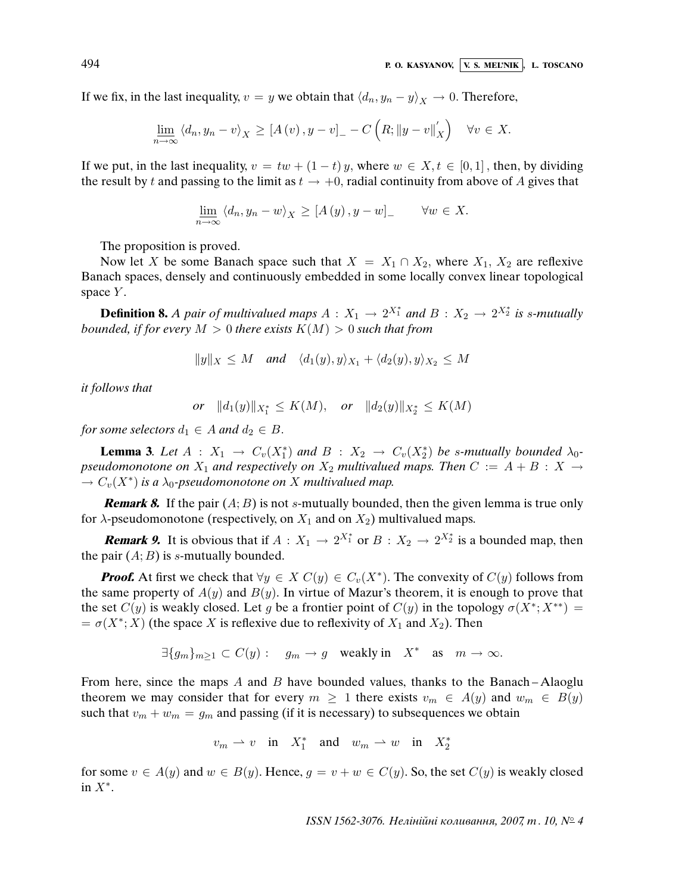If we fix, in the last inequality, $v = y$ we obtain that $\langle d_n, y_n - y\rangle_X \to 0$. Therefore,

$$\varliminf_{n\to\infty} \langle d_n, y_n - v\rangle_X \geq [A(v), y - v]_- - C\left(R; \|y - v\|'_X\right) \quad \forall v \in X.$$

If we put, in the last inequality, $v = tw + (1-t)\,y$, where $w \in X, t \in [0,1]$, then, by dividing the result by $t$ and passing to the limit as $t \to +0$, radial continuity from above of $A$ gives that

$$\varliminf_{n\to\infty} \langle d_n, y_n - w\rangle_X \geq [A(y), y - w]_- \qquad \forall w \in X.$$

The proposition is proved.

Now let $X$ be some Banach space such that $X = X_1 \cap X_2$, where $X_1$, $X_2$ are reflexive Banach spaces, densely and continuously embedded in some locally convex linear topological space $Y$.

**Definition 8.** *A pair of multivalued maps $A : X_1 \to 2^{X_1^*}$ and $B : X_2 \to 2^{X_2^*}$ is s-mutually bounded, if for every $M > 0$ there exists $K(M) > 0$ such that from*

$$\|y\|_X \leq M \quad \text{and} \quad \langle d_1(y), y\rangle_{X_1} + \langle d_2(y), y\rangle_{X_2} \leq M$$

*it follows that*

$$\text{or} \quad \|d_1(y)\|_{X_1^*} \leq K(M), \quad \text{or} \quad \|d_2(y)\|_{X_2^*} \leq K(M)$$

*for some selectors $d_1 \in A$ and $d_2 \in B$.*

**Lemma 3**. *Let $A : X_1 \to C_v(X_1^*)$ and $B : X_2 \to C_v(X_2^*)$ be s-mutually bounded $\lambda_0$-pseudomonotone on $X_1$ and respectively on $X_2$ multivalued maps. Then $C := A + B : X \to C_v(X^*)$ is a $\lambda_0$-pseudomonotone on $X$ multivalued map.*

***Remark 8.*** If the pair $(A; B)$ is not $s$-mutually bounded, then the given lemma is true only for $\lambda$-pseudomonotone (respectively, on $X_1$ and on $X_2$) multivalued maps.

***Remark 9.*** It is obvious that if $A : X_1 \to 2^{X_1^*}$ or $B : X_2 \to 2^{X_2^*}$ is a bounded map, then the pair $(A; B)$ is $s$-mutually bounded.

***Proof.*** At first we check that $\forall y \in X\ C(y) \in C_v(X^*)$. The convexity of $C(y)$ follows from the same property of $A(y)$ and $B(y)$. In virtue of Mazur's theorem, it is enough to prove that the set $C(y)$ is weakly closed. Let $g$ be a frontier point of $C(y)$ in the topology $\sigma(X^*; X^{**}) = \sigma(X^*; X)$ (the space $X$ is reflexive due to reflexivity of $X_1$ and $X_2$). Then

$$\exists \{g_m\}_{m\geq 1} \subset C(y): \quad g_m \to g \quad \text{weakly in} \quad X^* \quad \text{as} \quad m \to \infty.$$

From here, since the maps $A$ and $B$ have bounded values, thanks to the Banach–Alaoglu theorem we may consider that for every $m \geq 1$ there exists $v_m \in A(y)$ and $w_m \in B(y)$ such that $v_m + w_m = g_m$ and passing (if it is necessary) to subsequences we obtain

$$v_m \rightharpoonup v \quad \text{in} \quad X_1^* \quad \text{and} \quad w_m \rightharpoonup w \quad \text{in} \quad X_2^*$$

for some $v \in A(y)$ and $w \in B(y)$. Hence, $g = v + w \in C(y)$. So, the set $C(y)$ is weakly closed in $X^*$.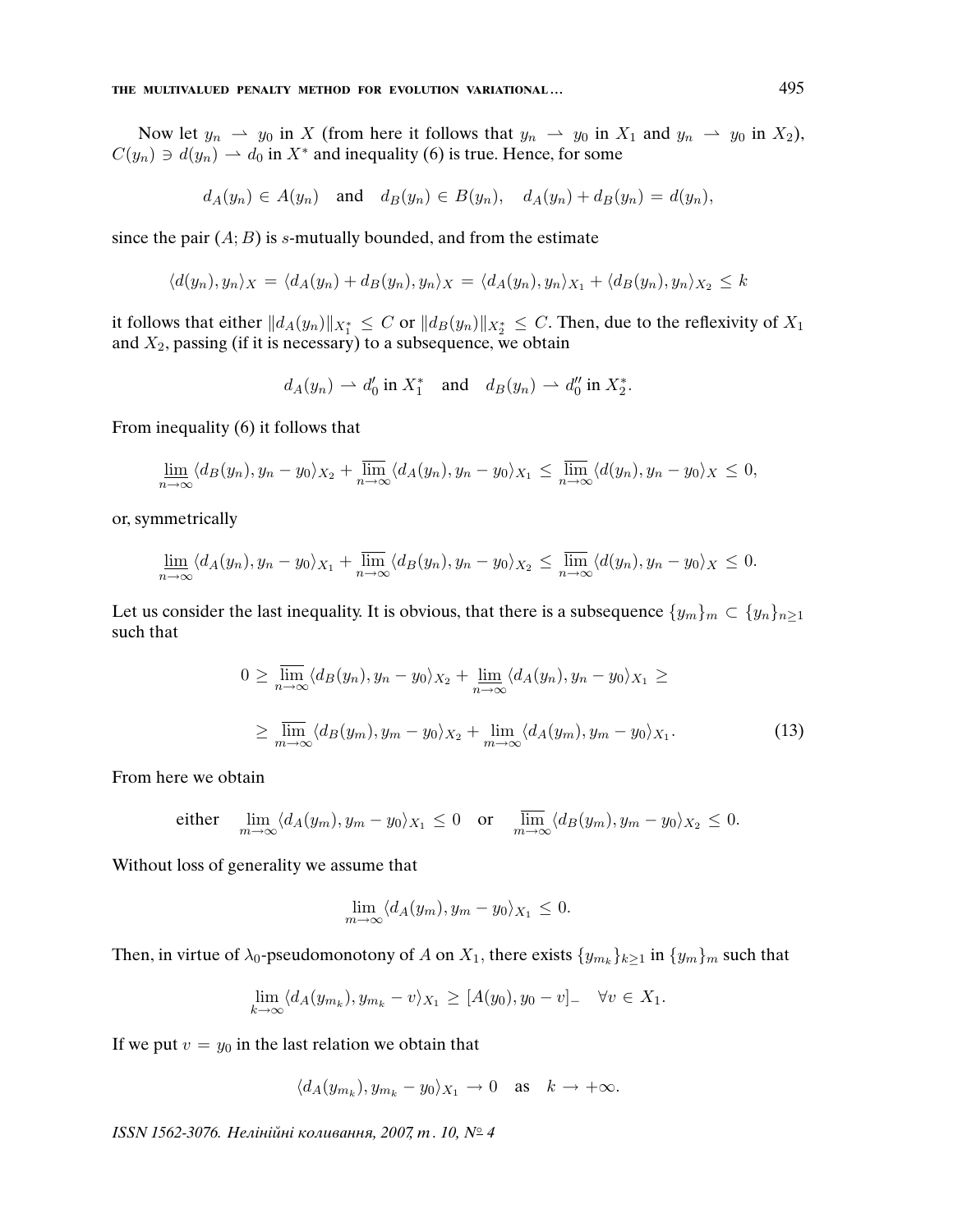Now let $y_n \rightharpoonup y_0$ in $X$ (from here it follows that $y_n \rightharpoonup y_0$ in $X_1$ and $y_n \rightharpoonup y_0$ in $X_2$), $C(y_n) \ni d(y_n) \rightharpoonup d_0$ in $X^*$ and inequality (6) is true. Hence, for some

$$d_A(y_n) \in A(y_n) \quad \text{and} \quad d_B(y_n) \in B(y_n), \quad d_A(y_n) + d_B(y_n) = d(y_n),$$

since the pair $(A; B)$ is $s$-mutually bounded, and from the estimate

$$\langle d(y_n), y_n \rangle_X = \langle d_A(y_n) + d_B(y_n), y_n \rangle_X = \langle d_A(y_n), y_n \rangle_{X_1} + \langle d_B(y_n), y_n \rangle_{X_2} \le k$$

it follows that either $\|d_A(y_n)\|_{X_1^*} \le C$ or $\|d_B(y_n)\|_{X_2^*} \le C$. Then, due to the reflexivity of $X_1$ and $X_2$, passing (if it is necessary) to a subsequence, we obtain

$$d_A(y_n) \rightharpoonup d_0' \text{ in } X_1^* \quad \text{and} \quad d_B(y_n) \rightharpoonup d_0'' \text{ in } X_2^*.$$

From inequality (6) it follows that

$$\varliminf_{n\to\infty} \langle d_B(y_n), y_n - y_0 \rangle_{X_2} + \varlimsup_{n\to\infty} \langle d_A(y_n), y_n - y_0 \rangle_{X_1} \le \varlimsup_{n\to\infty} \langle d(y_n), y_n - y_0 \rangle_X \le 0,$$

or, symmetrically

$$\varliminf_{n\to\infty} \langle d_A(y_n), y_n - y_0 \rangle_{X_1} + \varlimsup_{n\to\infty} \langle d_B(y_n), y_n - y_0 \rangle_{X_2} \le \varlimsup_{n\to\infty} \langle d(y_n), y_n - y_0 \rangle_X \le 0.$$

Let us consider the last inequality. It is obvious, that there is a subsequence $\{y_m\}_m \subset \{y_n\}_{n\ge 1}$ such that

$$0 \ge \varlimsup_{n\to\infty} \langle d_B(y_n), y_n - y_0 \rangle_{X_2} + \varliminf_{n\to\infty} \langle d_A(y_n), y_n - y_0 \rangle_{X_1} \ge$$
$$\ge \varlimsup_{m\to\infty} \langle d_B(y_m), y_m - y_0 \rangle_{X_2} + \lim_{m\to\infty} \langle d_A(y_m), y_m - y_0 \rangle_{X_1}. \tag{13}$$

From here we obtain

$$\text{either} \quad \lim_{m\to\infty} \langle d_A(y_m), y_m - y_0 \rangle_{X_1} \le 0 \quad \text{or} \quad \varlimsup_{m\to\infty} \langle d_B(y_m), y_m - y_0 \rangle_{X_2} \le 0.$$

Without loss of generality we assume that

$$\lim_{m\to\infty} \langle d_A(y_m), y_m - y_0 \rangle_{X_1} \le 0.$$

Then, in virtue of $\lambda_0$-pseudomonotony of $A$ on $X_1$, there exists $\{y_{m_k}\}_{k\ge 1}$ in $\{y_m\}_m$ such that

$$\lim_{k\to\infty} \langle d_A(y_{m_k}), y_{m_k} - v \rangle_{X_1} \ge [A(y_0), y_0 - v]_- \quad \forall v \in X_1.$$

If we put $v = y_0$ in the last relation we obtain that

$$\langle d_A(y_{m_k}), y_{m_k} - y_0 \rangle_{X_1} \to 0 \quad \text{as} \quad k \to +\infty.$$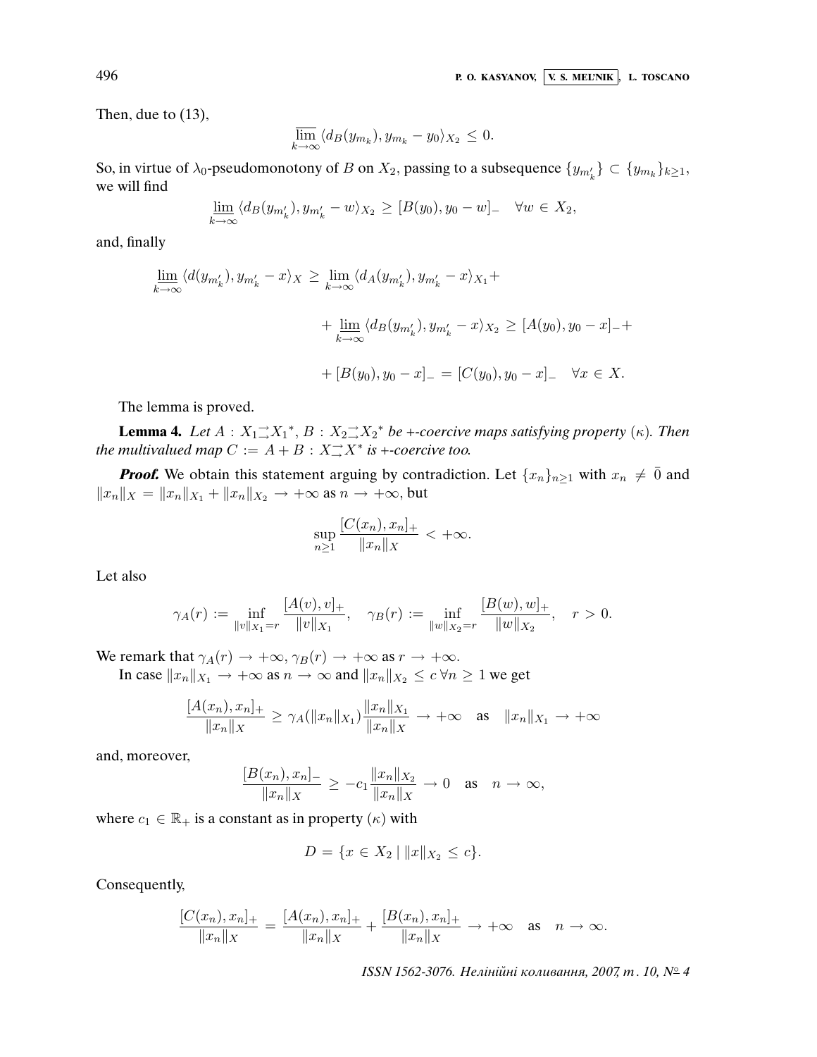Then, due to (13),

$$\overline{\lim_{k\to\infty}} \langle d_B(y_{m_k}), y_{m_k} - y_0\rangle_{X_2} \le 0.$$

So, in virtue of $\lambda_0$-pseudomonotony of $B$ on $X_2$, passing to a subsequence $\{y_{m'_k}\} \subset \{y_{m_k}\}_{k\ge 1}$, we will find

$$\underline{\lim_{k\to\infty}} \langle d_B(y_{m'_k}), y_{m'_k} - w\rangle_{X_2} \ge [B(y_0), y_0 - w]_- \quad \forall w \in X_2,$$

and, finally

$$\underline{\lim_{k\to\infty}} \langle d(y_{m'_k}), y_{m'_k} - x\rangle_X \ge \underline{\lim_{k\to\infty}} \langle d_A(y_{m'_k}), y_{m'_k} - x\rangle_{X_1} +$$

$$+ \underline{\lim_{k\to\infty}} \langle d_B(y_{m'_k}), y_{m'_k} - x\rangle_{X_2} \ge [A(y_0), y_0 - x]_- +$$

$$+ [B(y_0), y_0 - x]_- = [C(y_0), y_0 - x]_- \quad \forall x \in X.$$

The lemma is proved.

**Lemma 4.** *Let $A : X_1 \rightrightarrows X_1^*$, $B : X_2 \rightrightarrows X_2^*$ be +-coercive maps satisfying property $(\kappa)$. Then the multivalued map $C := A + B : X \rightrightarrows X^*$ is +-coercive too.*

***Proof.*** We obtain this statement arguing by contradiction. Let $\{x_n\}_{n\ge 1}$ with $x_n \ne \bar{0}$ and $\|x_n\|_X = \|x_n\|_{X_1} + \|x_n\|_{X_2} \to +\infty$ as $n \to +\infty$, but

$$\sup_{n\ge 1} \frac{[C(x_n), x_n]_+}{\|x_n\|_X} < +\infty.$$

Let also

$$\gamma_A(r) := \inf_{\|v\|_{X_1} = r} \frac{[A(v), v]_+}{\|v\|_{X_1}}, \quad \gamma_B(r) := \inf_{\|w\|_{X_2} = r} \frac{[B(w), w]_+}{\|w\|_{X_2}}, \quad r > 0.$$

We remark that $\gamma_A(r) \to +\infty$, $\gamma_B(r) \to +\infty$ as $r \to +\infty$.

In case $\|x_n\|_{X_1} \to +\infty$ as $n \to \infty$ and $\|x_n\|_{X_2} \le c \; \forall n \ge 1$ we get

$$\frac{[A(x_n), x_n]_+}{\|x_n\|_X} \ge \gamma_A(\|x_n\|_{X_1}) \frac{\|x_n\|_{X_1}}{\|x_n\|_X} \to +\infty \quad \text{as} \quad \|x_n\|_{X_1} \to +\infty$$

and, moreover,

$$\frac{[B(x_n), x_n]_-}{\|x_n\|_X} \ge -c_1 \frac{\|x_n\|_{X_2}}{\|x_n\|_X} \to 0 \quad \text{as} \quad n \to \infty,$$

where $c_1 \in \mathbb{R}_+$ is a constant as in property $(\kappa)$ with

$$D = \{x \in X_2 \mid \|x\|_{X_2} \le c\}.$$

Consequently,

$$\frac{[C(x_n), x_n]_+}{\|x_n\|_X} = \frac{[A(x_n), x_n]_+}{\|x_n\|_X} + \frac{[B(x_n), x_n]_+}{\|x_n\|_X} \to +\infty \quad \text{as} \quad n \to \infty.$$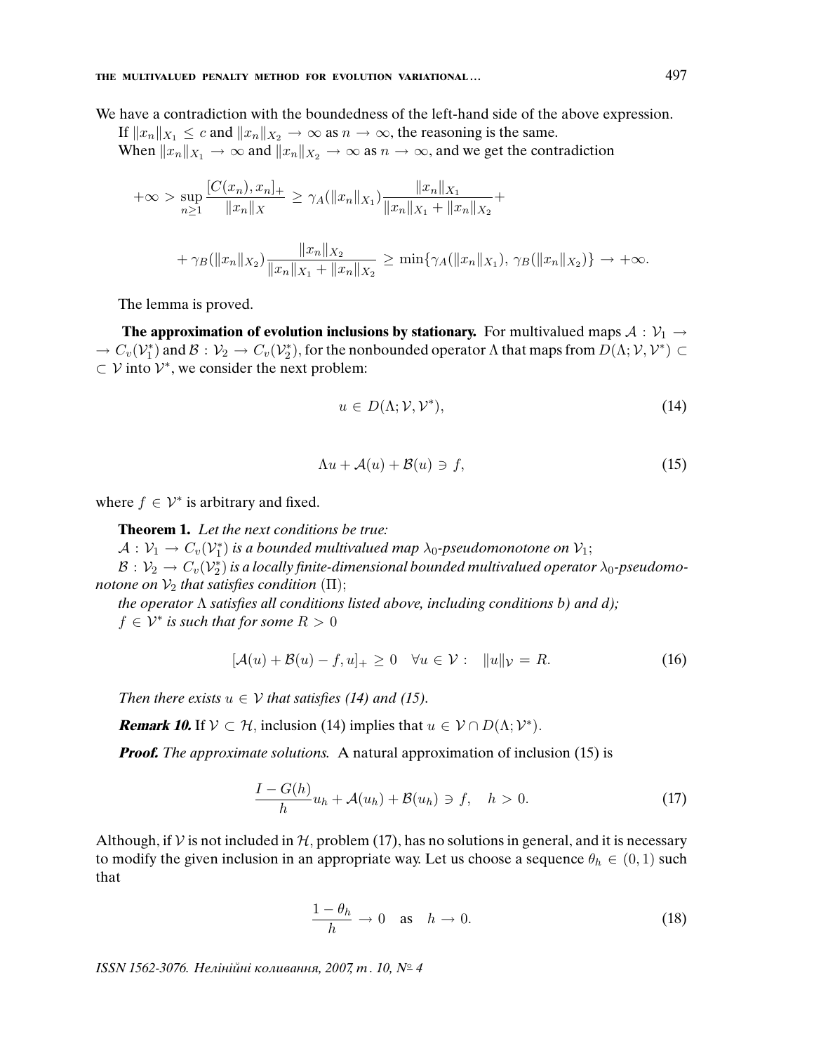We have a contradiction with the boundedness of the left-hand side of the above expression.

If $\|x_n\|_{X_1} \le c$ and $\|x_n\|_{X_2} \to \infty$ as $n \to \infty$, the reasoning is the same.

When $\|x_n\|_{X_1} \to \infty$ and $\|x_n\|_{X_2} \to \infty$ as $n \to \infty$, and we get the contradiction

$$+\infty > \sup_{n \ge 1} \frac{[C(x_n), x_n]_+}{\|x_n\|_X} \ge \gamma_A(\|x_n\|_{X_1}) \frac{\|x_n\|_{X_1}}{\|x_n\|_{X_1} + \|x_n\|_{X_2}} +$$

$$+ \gamma_B(\|x_n\|_{X_2}) \frac{\|x_n\|_{X_2}}{\|x_n\|_{X_1} + \|x_n\|_{X_2}} \ge \min\{\gamma_A(\|x_n\|_{X_1}), \gamma_B(\|x_n\|_{X_2})\} \to +\infty.$$

The lemma is proved.

**The approximation of evolution inclusions by stationary.** For multivalued maps $\mathcal{A} : \mathcal{V}_1 \to C_v(\mathcal{V}_1^*)$ and $\mathcal{B} : \mathcal{V}_2 \to C_v(\mathcal{V}_2^*)$, for the nonbounded operator $\Lambda$ that maps from $D(\Lambda; \mathcal{V}, \mathcal{V}^*) \subset \mathcal{V}$ into $\mathcal{V}^*$, we consider the next problem:

$$u \in D(\Lambda; \mathcal{V}, \mathcal{V}^*), \tag{14}$$

$$\Lambda u + \mathcal{A}(u) + \mathcal{B}(u) \ni f, \tag{15}$$

where $f \in \mathcal{V}^*$ is arbitrary and fixed.

**Theorem 1.** *Let the next conditions be true:*

*$\mathcal{A} : \mathcal{V}_1 \to C_v(\mathcal{V}_1^*)$ is a bounded multivalued map $\lambda_0$-pseudomonotone on $\mathcal{V}_1$;*

*$\mathcal{B} : \mathcal{V}_2 \to C_v(\mathcal{V}_2^*)$ is a locally finite-dimensional bounded multivalued operator $\lambda_0$-pseudomonotone on $\mathcal{V}_2$ that satisfies condition $(\Pi)$;*

*the operator $\Lambda$ satisfies all conditions listed above, including conditions b) and d);*

*$f \in \mathcal{V}^*$ is such that for some $R > 0$*

$$[\mathcal{A}(u) + \mathcal{B}(u) - f, u]_+ \ge 0 \quad \forall u \in \mathcal{V} : \quad \|u\|_{\mathcal{V}} = R. \tag{16}$$

*Then there exists $u \in \mathcal{V}$ that satisfies (14) and (15).*

***Remark 10.*** If $\mathcal{V} \subset \mathcal{H}$, inclusion (14) implies that $u \in \mathcal{V} \cap D(\Lambda; \mathcal{V}^*)$.

***Proof.*** *The approximate solutions.* A natural approximation of inclusion (15) is

$$\frac{I - G(h)}{h} u_h + \mathcal{A}(u_h) + \mathcal{B}(u_h) \ni f, \quad h > 0. \tag{17}$$

Although, if $\mathcal{V}$ is not included in $\mathcal{H}$, problem (17), has no solutions in general, and it is necessary to modify the given inclusion in an appropriate way. Let us choose a sequence $\theta_h \in (0, 1)$ such that

$$\frac{1 - \theta_h}{h} \to 0 \quad \text{as} \quad h \to 0. \tag{18}$$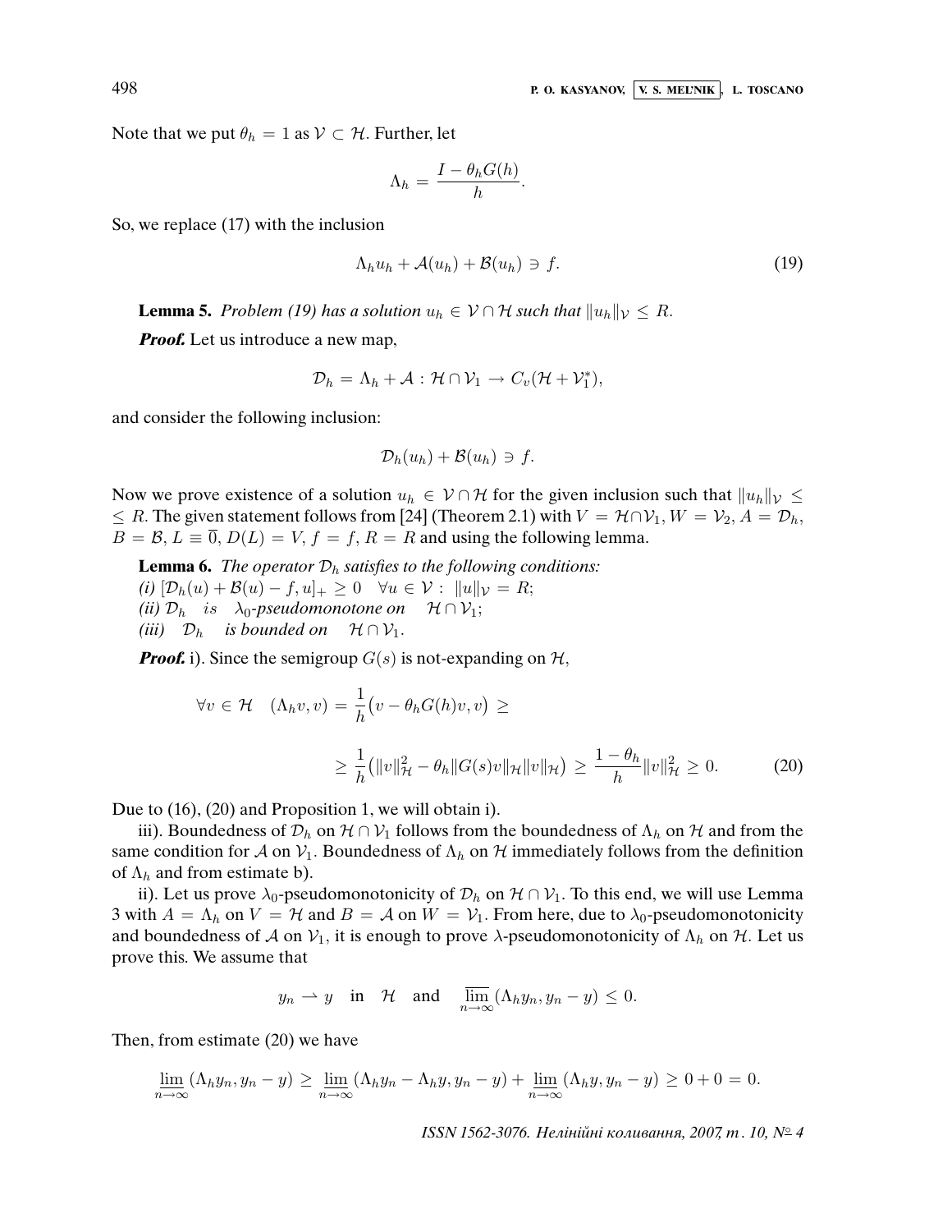Note that we put $\theta_h = 1$ as $\mathcal{V} \subset \mathcal{H}$. Further, let

$$\Lambda_h = \frac{I - \theta_h G(h)}{h}.$$

So, we replace (17) with the inclusion

$$\Lambda_h u_h + \mathcal{A}(u_h) + \mathcal{B}(u_h) \ni f. \tag{19}$$

**Lemma 5.** *Problem (19) has a solution $u_h \in \mathcal{V} \cap \mathcal{H}$ such that $\|u_h\|_{\mathcal{V}} \leq R$.*

***Proof.*** Let us introduce a new map,

$$\mathcal{D}_h = \Lambda_h + \mathcal{A} : \mathcal{H} \cap \mathcal{V}_1 \to C_v(\mathcal{H} + \mathcal{V}_1^*),$$

and consider the following inclusion:

$$\mathcal{D}_h(u_h) + \mathcal{B}(u_h) \ni f.$$

Now we prove existence of a solution $u_h \in \mathcal{V} \cap \mathcal{H}$ for the given inclusion such that $\|u_h\|_{\mathcal{V}} \leq$ $\leq R$. The given statement follows from [24] (Theorem 2.1) with $V = \mathcal{H} \cap \mathcal{V}_1$, $W = \mathcal{V}_2$, $A = \mathcal{D}_h$, $B = \mathcal{B}$, $L \equiv \overline{0}$, $D(L) = V$, $f = f$, $R = R$ and using the following lemma.

**Lemma 6.** *The operator $\mathcal{D}_h$ satisfies to the following conditions:*
*(i) $[\mathcal{D}_h(u) + \mathcal{B}(u) - f, u]_+ \geq 0 \quad \forall u \in \mathcal{V} : \ \|u\|_{\mathcal{V}} = R$;*
*(ii) $\mathcal{D}_h$ is $\lambda_0$-pseudomonotone on $\mathcal{H} \cap \mathcal{V}_1$;*
*(iii) $\mathcal{D}_h$ is bounded on $\mathcal{H} \cap \mathcal{V}_1$.*

***Proof.*** i). Since the semigroup $G(s)$ is not-expanding on $\mathcal{H}$,

$$\forall v \in \mathcal{H} \quad (\Lambda_h v, v) = \frac{1}{h}\big(v - \theta_h G(h) v, v\big) \geq$$

$$\geq \frac{1}{h}\big(\|v\|_{\mathcal{H}}^2 - \theta_h \|G(s)v\|_{\mathcal{H}} \|v\|_{\mathcal{H}}\big) \geq \frac{1-\theta_h}{h}\|v\|_{\mathcal{H}}^2 \geq 0. \tag{20}$$

Due to (16), (20) and Proposition 1, we will obtain i).

iii). Boundedness of $\mathcal{D}_h$ on $\mathcal{H} \cap \mathcal{V}_1$ follows from the boundedness of $\Lambda_h$ on $\mathcal{H}$ and from the same condition for $\mathcal{A}$ on $\mathcal{V}_1$. Boundedness of $\Lambda_h$ on $\mathcal{H}$ immediately follows from the definition of $\Lambda_h$ and from estimate b).

ii). Let us prove $\lambda_0$-pseudomonotonicity of $\mathcal{D}_h$ on $\mathcal{H} \cap \mathcal{V}_1$. To this end, we will use Lemma 3 with $A = \Lambda_h$ on $V = \mathcal{H}$ and $B = \mathcal{A}$ on $W = \mathcal{V}_1$. From here, due to $\lambda_0$-pseudomonotonicity and boundedness of $\mathcal{A}$ on $\mathcal{V}_1$, it is enough to prove $\lambda$-pseudomonotonicity of $\Lambda_h$ on $\mathcal{H}$. Let us prove this. We assume that

$$y_n \rightharpoonup y \quad \text{in} \quad \mathcal{H} \quad \text{and} \quad \overline{\lim_{n\to\infty}} (\Lambda_h y_n, y_n - y) \leq 0.$$

Then, from estimate (20) we have

$$\underline{\lim_{n\to\infty}} (\Lambda_h y_n, y_n - y) \geq \underline{\lim_{n\to\infty}} (\Lambda_h y_n - \Lambda_h y, y_n - y) + \underline{\lim_{n\to\infty}} (\Lambda_h y, y_n - y) \geq 0 + 0 = 0.$$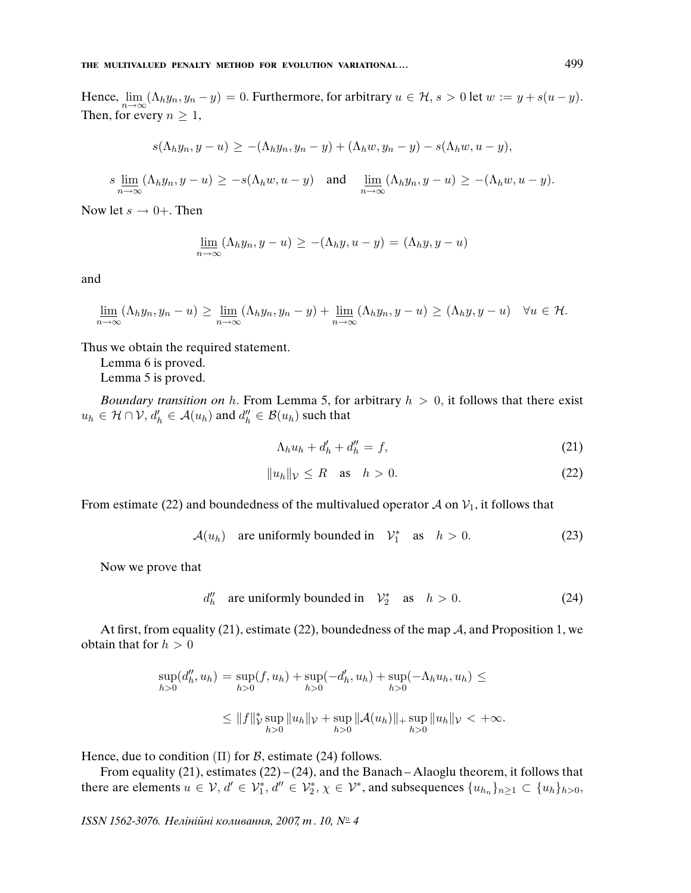Hence, $\lim\limits_{n\to\infty}(\Lambda_h y_n, y_n - y) = 0$. Furthermore, for arbitrary $u \in \mathcal{H}$, $s > 0$ let $w := y + s(u - y)$. Then, for every $n \geq 1$,

$$s(\Lambda_h y_n, y - u) \geq -(\Lambda_h y_n, y_n - y) + (\Lambda_h w, y_n - y) - s(\Lambda_h w, u - y),$$

$$s \varliminf_{n\to\infty} (\Lambda_h y_n, y - u) \geq -s(\Lambda_h w, u - y) \quad \text{and} \quad \varliminf_{n\to\infty} (\Lambda_h y_n, y - u) \geq -(\Lambda_h w, u - y).$$

Now let $s \to 0+$. Then

$$\varliminf_{n\to\infty} (\Lambda_h y_n, y - u) \geq -(\Lambda_h y, u - y) = (\Lambda_h y, y - u)$$

and

$$\varliminf_{n\to\infty} (\Lambda_h y_n, y_n - u) \geq \varliminf_{n\to\infty} (\Lambda_h y_n, y_n - y) + \varliminf_{n\to\infty} (\Lambda_h y_n, y - u) \geq (\Lambda_h y, y - u) \quad \forall u \in \mathcal{H}.$$

Thus we obtain the required statement.

Lemma 6 is proved.

Lemma 5 is proved.

*Boundary transition on* $h$. From Lemma 5, for arbitrary $h > 0$, it follows that there exist $u_h \in \mathcal{H} \cap \mathcal{V}$, $d'_h \in \mathcal{A}(u_h)$ and $d''_h \in \mathcal{B}(u_h)$ such that

$$\Lambda_h u_h + d'_h + d''_h = f, \tag{21}$$

$$\|u_h\|_{\mathcal{V}} \leq R \quad \text{as} \quad h > 0. \tag{22}$$

From estimate (22) and boundedness of the multivalued operator $\mathcal{A}$ on $\mathcal{V}_1$, it follows that

$$\mathcal{A}(u_h) \quad \text{are uniformly bounded in} \quad \mathcal{V}_1^* \quad \text{as} \quad h > 0. \tag{23}$$

Now we prove that

$$d''_h \quad \text{are uniformly bounded in} \quad \mathcal{V}_2^* \quad \text{as} \quad h > 0. \tag{24}$$

At first, from equality (21), estimate (22), boundedness of the map $\mathcal{A}$, and Proposition 1, we obtain that for $h > 0$

$$\sup_{h>0}(d''_h, u_h) = \sup_{h>0}(f, u_h) + \sup_{h>0}(-d'_h, u_h) + \sup_{h>0}(-\Lambda_h u_h, u_h) \leq$$

$$\leq \|f\|^*_{\mathcal{V}} \sup_{h>0} \|u_h\|_{\mathcal{V}} + \sup_{h>0} \|\mathcal{A}(u_h)\|_+ \sup_{h>0} \|u_h\|_{\mathcal{V}} < +\infty.$$

Hence, due to condition $(\Pi)$ for $\mathcal{B}$, estimate (24) follows.

From equality (21), estimates (22)–(24), and the Banach–Alaoglu theorem, it follows that there are elements $u \in \mathcal{V}$, $d' \in \mathcal{V}_1^*$, $d'' \in \mathcal{V}_2^*$, $\chi \in \mathcal{V}^*$, and subsequences $\{u_{h_n}\}_{n\geq 1} \subset \{u_h\}_{h>0}$,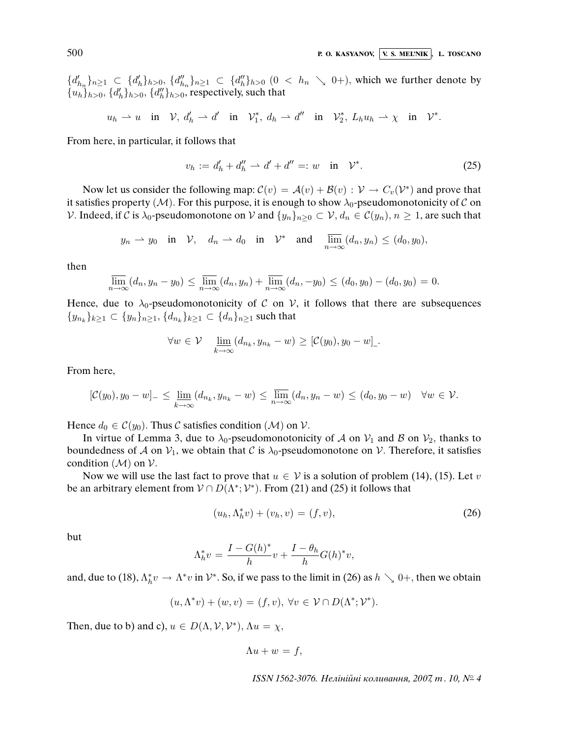$\{d'_{h_n}\}_{n\geq 1} \subset \{d'_h\}_{h>0}$, $\{d''_{h_n}\}_{n\geq 1} \subset \{d''_h\}_{h>0}$ $(0 < h_n \searrow 0+)$, which we further denote by $\{u_h\}_{h>0}$, $\{d'_h\}_{h>0}$, $\{d''_h\}_{h>0}$, respectively, such that

$$u_h \rightharpoonup u \quad \text{in} \quad \mathcal{V},\ d'_h \rightharpoonup d' \quad \text{in} \quad \mathcal{V}_1^*,\ d_h \rightharpoonup d'' \quad \text{in} \quad \mathcal{V}_2^*,\ L_h u_h \rightharpoonup \chi \quad \text{in} \quad \mathcal{V}^*.$$

From here, in particular, it follows that

$$v_h := d'_h + d''_h \rightharpoonup d' + d'' =: w \quad \text{in} \quad \mathcal{V}^*. \tag{25}$$

Now let us consider the following map: $\mathcal{C}(v) = \mathcal{A}(v) + \mathcal{B}(v) : \mathcal{V} \to C_v(\mathcal{V}^*)$ and prove that it satisfies property $(\mathcal{M})$. For this purpose, it is enough to show $\lambda_0$-pseudomonotonicity of $\mathcal{C}$ on $\mathcal{V}$. Indeed, if $\mathcal{C}$ is $\lambda_0$-pseudomonotone on $\mathcal{V}$ and $\{y_n\}_{n\geq 0} \subset \mathcal{V}$, $d_n \in \mathcal{C}(y_n)$, $n \geq 1$, are such that

$$y_n \rightharpoonup y_0 \quad \text{in} \quad \mathcal{V}, \quad d_n \rightharpoonup d_0 \quad \text{in} \quad \mathcal{V}^* \quad \text{and} \quad \varlimsup_{n\to\infty} (d_n, y_n) \leq (d_0, y_0),$$

then

$$\varlimsup_{n\to\infty} (d_n, y_n - y_0) \leq \varlimsup_{n\to\infty} (d_n, y_n) + \varlimsup_{n\to\infty} (d_n, -y_0) \leq (d_0, y_0) - (d_0, y_0) = 0.$$

Hence, due to $\lambda_0$-pseudomonotonicity of $\mathcal{C}$ on $\mathcal{V}$, it follows that there are subsequences $\{y_{n_k}\}_{k\geq 1} \subset \{y_n\}_{n\geq 1}$, $\{d_{n_k}\}_{k\geq 1} \subset \{d_n\}_{n\geq 1}$ such that

$$\forall w \in \mathcal{V} \quad \varliminf_{k\to\infty} (d_{n_k}, y_{n_k} - w) \geq [\mathcal{C}(y_0), y_0 - w]_-.$$

From here,

$$[\mathcal{C}(y_0), y_0 - w]_- \leq \varliminf_{k\to\infty} (d_{n_k}, y_{n_k} - w) \leq \varlimsup_{n\to\infty} (d_n, y_n - w) \leq (d_0, y_0 - w) \quad \forall w \in \mathcal{V}.$$

Hence $d_0 \in \mathcal{C}(y_0)$. Thus $\mathcal{C}$ satisfies condition $(\mathcal{M})$ on $\mathcal{V}$.

In virtue of Lemma 3, due to $\lambda_0$-pseudomonotonicity of $\mathcal{A}$ on $\mathcal{V}_1$ and $\mathcal{B}$ on $\mathcal{V}_2$, thanks to boundedness of $\mathcal{A}$ on $\mathcal{V}_1$, we obtain that $\mathcal{C}$ is $\lambda_0$-pseudomonotone on $\mathcal{V}$. Therefore, it satisfies condition $(\mathcal{M})$ on $\mathcal{V}$.

Now we will use the last fact to prove that $u \in \mathcal{V}$ is a solution of problem (14), (15). Let $v$ be an arbitrary element from $\mathcal{V} \cap D(\Lambda^*; \mathcal{V}^*)$. From (21) and (25) it follows that

$$(u_h, \Lambda_h^* v) + (v_h, v) = (f, v), \tag{26}$$

but

$$\Lambda_h^* v = \frac{I - G(h)^*}{h} v + \frac{I - \theta_h}{h} G(h)^* v,$$

and, due to (18), $\Lambda_h^* v \to \Lambda^* v$ in $\mathcal{V}^*$. So, if we pass to the limit in (26) as $h \searrow 0+$, then we obtain

$$(u, \Lambda^* v) + (w, v) = (f, v),\ \forall v \in \mathcal{V} \cap D(\Lambda^*; \mathcal{V}^*).$$

Then, due to b) and c), $u \in D(\Lambda, \mathcal{V}, \mathcal{V}^*)$, $\Lambda u = \chi$,

$$\Lambda u + w = f,$$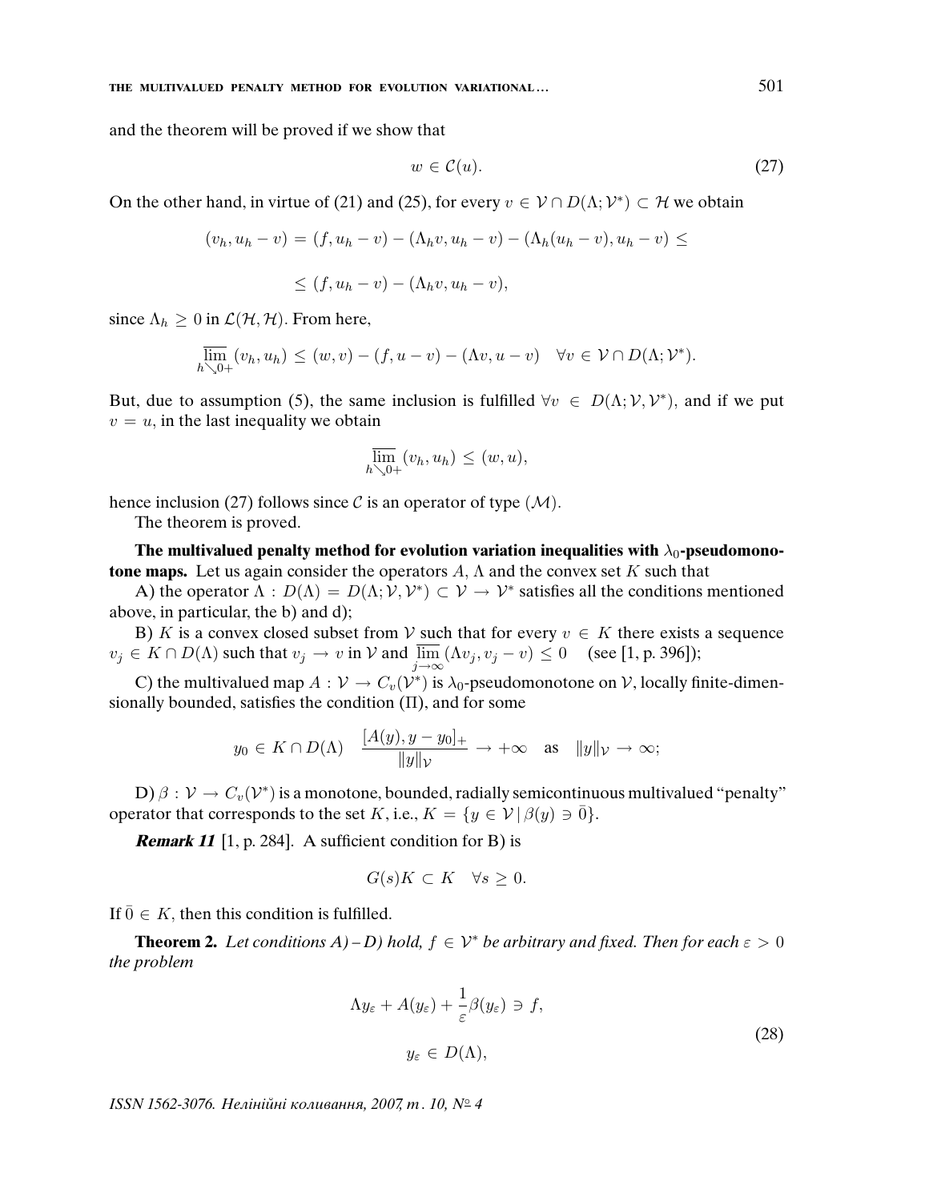and the theorem will be proved if we show that

$$w \in \mathcal{C}(u). \tag{27}$$

On the other hand, in virtue of (21) and (25), for every $v \in \mathcal{V} \cap D(\Lambda; \mathcal{V}^*) \subset \mathcal{H}$ we obtain

$$(v_h, u_h - v) = (f, u_h - v) - (\Lambda_h v, u_h - v) - (\Lambda_h(u_h - v), u_h - v) \leq$$

$$\leq (f, u_h - v) - (\Lambda_h v, u_h - v),$$

since $\Lambda_h \geq 0$ in $\mathcal{L}(\mathcal{H}, \mathcal{H})$. From here,

$$\overline{\lim_{h \searrow 0+}} (v_h, u_h) \leq (w, v) - (f, u - v) - (\Lambda v, u - v) \quad \forall v \in \mathcal{V} \cap D(\Lambda; \mathcal{V}^*).$$

But, due to assumption (5), the same inclusion is fulfilled $\forall v \in D(\Lambda; \mathcal{V}, \mathcal{V}^*)$, and if we put $v = u$, in the last inequality we obtain

$$\overline{\lim_{h \searrow 0+}} (v_h, u_h) \leq (w, u),$$

hence inclusion (27) follows since $\mathcal{C}$ is an operator of type $(\mathcal{M})$.

The theorem is proved.

**The multivalued penalty method for evolution variation inequalities with $\lambda_0$-pseudomonotone maps.** Let us again consider the operators $A$, $\Lambda$ and the convex set $K$ such that

A) the operator $\Lambda : D(\Lambda) = D(\Lambda; \mathcal{V}, \mathcal{V}^*) \subset \mathcal{V} \to \mathcal{V}^*$ satisfies all the conditions mentioned above, in particular, the b) and d);

B) $K$ is a convex closed subset from $\mathcal{V}$ such that for every $v \in K$ there exists a sequence $v_j \in K \cap D(\Lambda)$ such that $v_j \to v$ in $\mathcal{V}$ and $\overline{\lim_{j \to \infty}} (\Lambda v_j, v_j - v) \leq 0$ (see [1, p. 396]);

C) the multivalued map $A : \mathcal{V} \to C_v(\mathcal{V}^*)$ is $\lambda_0$-pseudomonotone on $\mathcal{V}$, locally finite-dimensionally bounded, satisfies the condition $(\Pi)$, and for some

$$y_0 \in K \cap D(\Lambda) \quad \frac{[A(y), y - y_0]_+}{\|y\|_{\mathcal{V}}} \to +\infty \quad \text{as} \quad \|y\|_{\mathcal{V}} \to \infty;$$

D) $\beta : \mathcal{V} \to C_v(\mathcal{V}^*)$ is a monotone, bounded, radially semicontinuous multivalued "penalty" operator that corresponds to the set $K$, i.e., $K = \{y \in \mathcal{V} \,|\, \beta(y) \ni \bar{0}\}$.

***Remark 11*** [1, p. 284]. A sufficient condition for B) is

$$G(s)K \subset K \quad \forall s \geq 0.$$

If $\bar{0} \in K$, then this condition is fulfilled.

**Theorem 2.** *Let conditions A) – D) hold, $f \in \mathcal{V}^*$ be arbitrary and fixed. Then for each $\varepsilon > 0$ the problem*

$$\Lambda y_\varepsilon + A(y_\varepsilon) + \frac{1}{\varepsilon}\beta(y_\varepsilon) \ni f,$$
$$y_\varepsilon \in D(\Lambda), \tag{28}$$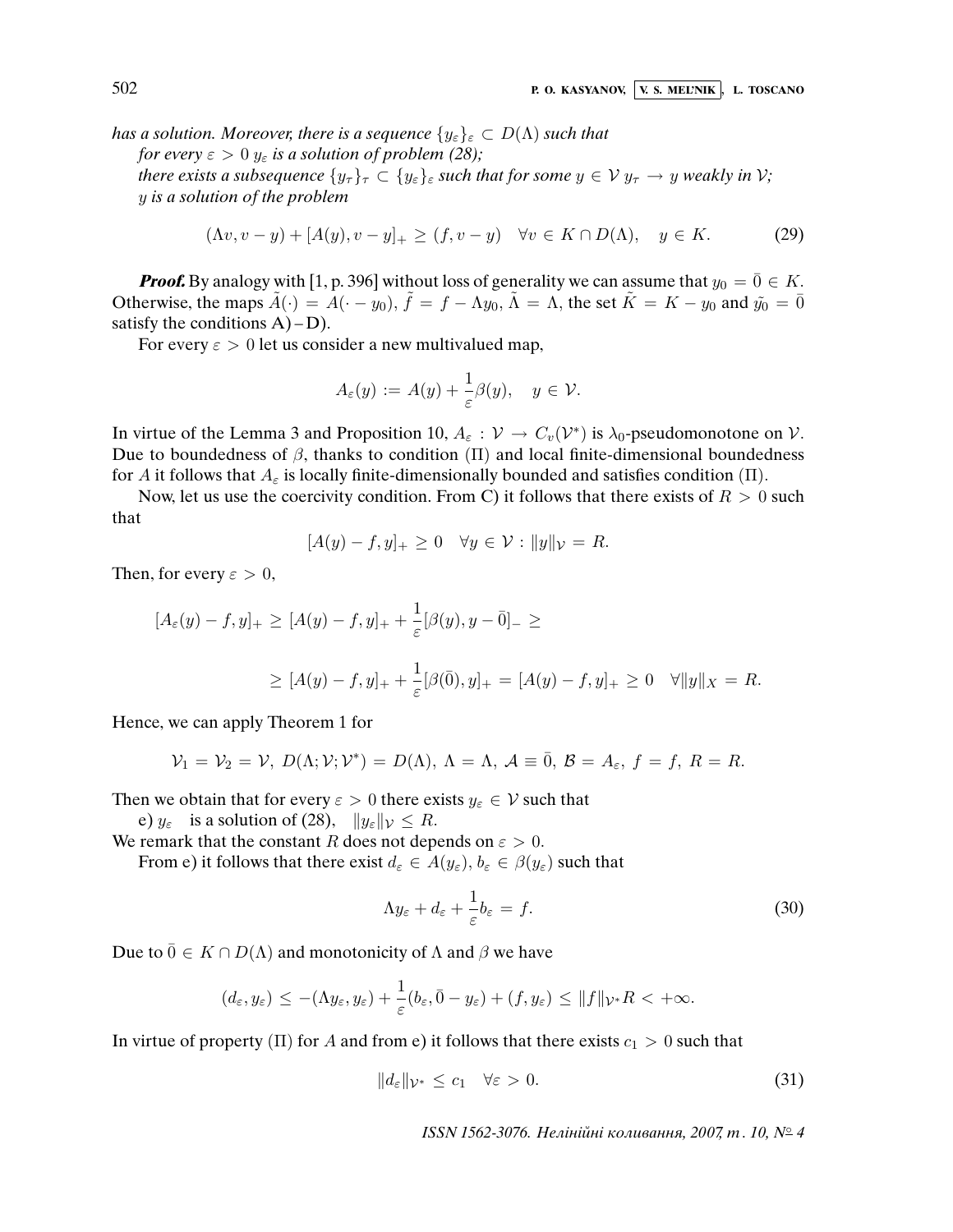*has a solution. Moreover, there is a sequence $\{y_\varepsilon\}_\varepsilon \subset D(\Lambda)$ such that*

*for every $\varepsilon > 0$ $y_\varepsilon$ is a solution of problem (28);*

*there exists a subsequence $\{y_\tau\}_\tau \subset \{y_\varepsilon\}_\varepsilon$ such that for some $y \in \mathcal{V}$ $y_\tau \to y$ weakly in $\mathcal{V}$;*

*$y$ is a solution of the problem*

$$(\Lambda v, v - y) + [A(y), v - y]_+ \geq (f, v - y) \quad \forall v \in K \cap D(\Lambda), \quad y \in K. \tag{29}$$

***Proof.*** By analogy with [1, p. 396] without loss of generality we can assume that $y_0 = \bar{0} \in K$. Otherwise, the maps $\tilde{A}(\cdot) = A(\cdot - y_0)$, $\tilde{f} = f - \Lambda y_0$, $\tilde{\Lambda} = \Lambda$, the set $\tilde{K} = K - y_0$ and $\tilde{y_0} = \bar{0}$ satisfy the conditions **A)** – **D)**.

For every $\varepsilon > 0$ let us consider a new multivalued map,

$$A_\varepsilon(y) := A(y) + \frac{1}{\varepsilon}\beta(y), \quad y \in \mathcal{V}.$$

In virtue of the Lemma 3 and Proposition 10, $A_\varepsilon : \mathcal{V} \to C_v(\mathcal{V}^*)$ is $\lambda_0$-pseudomonotone on $\mathcal{V}$. Due to boundedness of $\beta$, thanks to condition ($\Pi$) and local finite-dimensional boundedness for $A$ it follows that $A_\varepsilon$ is locally finite-dimensionally bounded and satisfies condition ($\Pi$).

Now, let us use the coercivity condition. From C) it follows that there exists of $R > 0$ such that

$$[A(y) - f, y]_+ \geq 0 \quad \forall y \in \mathcal{V} : \|y\|_{\mathcal{V}} = R.$$

Then, for every $\varepsilon > 0$,

$$[A_\varepsilon(y) - f, y]_+ \geq [A(y) - f, y]_+ + \frac{1}{\varepsilon}[\beta(y), y - \bar{0}]_- \geq$$

$$\geq [A(y) - f, y]_+ + \frac{1}{\varepsilon}[\beta(\bar{0}), y]_+ = [A(y) - f, y]_+ \geq 0 \quad \forall \|y\|_X = R.$$

Hence, we can apply Theorem 1 for

$$\mathcal{V}_1 = \mathcal{V}_2 = \mathcal{V},\ D(\Lambda; \mathcal{V}; \mathcal{V}^*) = D(\Lambda),\ \Lambda = \Lambda,\ \mathcal{A} \equiv \bar{0},\ \mathcal{B} = A_\varepsilon,\ f = f,\ R = R.$$

Then we obtain that for every $\varepsilon > 0$ there exists $y_\varepsilon \in \mathcal{V}$ such that

e) $y_\varepsilon$ is a solution of (28), $\|y_\varepsilon\|_{\mathcal{V}} \leq R$.

We remark that the constant $R$ does not depends on $\varepsilon > 0$.

From e) it follows that there exist $d_\varepsilon \in A(y_\varepsilon)$, $b_\varepsilon \in \beta(y_\varepsilon)$ such that

$$\Lambda y_\varepsilon + d_\varepsilon + \frac{1}{\varepsilon} b_\varepsilon = f. \tag{30}$$

Due to $\bar{0} \in K \cap D(\Lambda)$ and monotonicity of $\Lambda$ and $\beta$ we have

$$(d_\varepsilon, y_\varepsilon) \leq -(\Lambda y_\varepsilon, y_\varepsilon) + \frac{1}{\varepsilon}(b_\varepsilon, \bar{0} - y_\varepsilon) + (f, y_\varepsilon) \leq \|f\|_{\mathcal{V}^*} R < +\infty.$$

In virtue of property ($\Pi$) for $A$ and from e) it follows that there exists $c_1 > 0$ such that

$$\|d_\varepsilon\|_{\mathcal{V}^*} \leq c_1 \quad \forall \varepsilon > 0. \tag{31}$$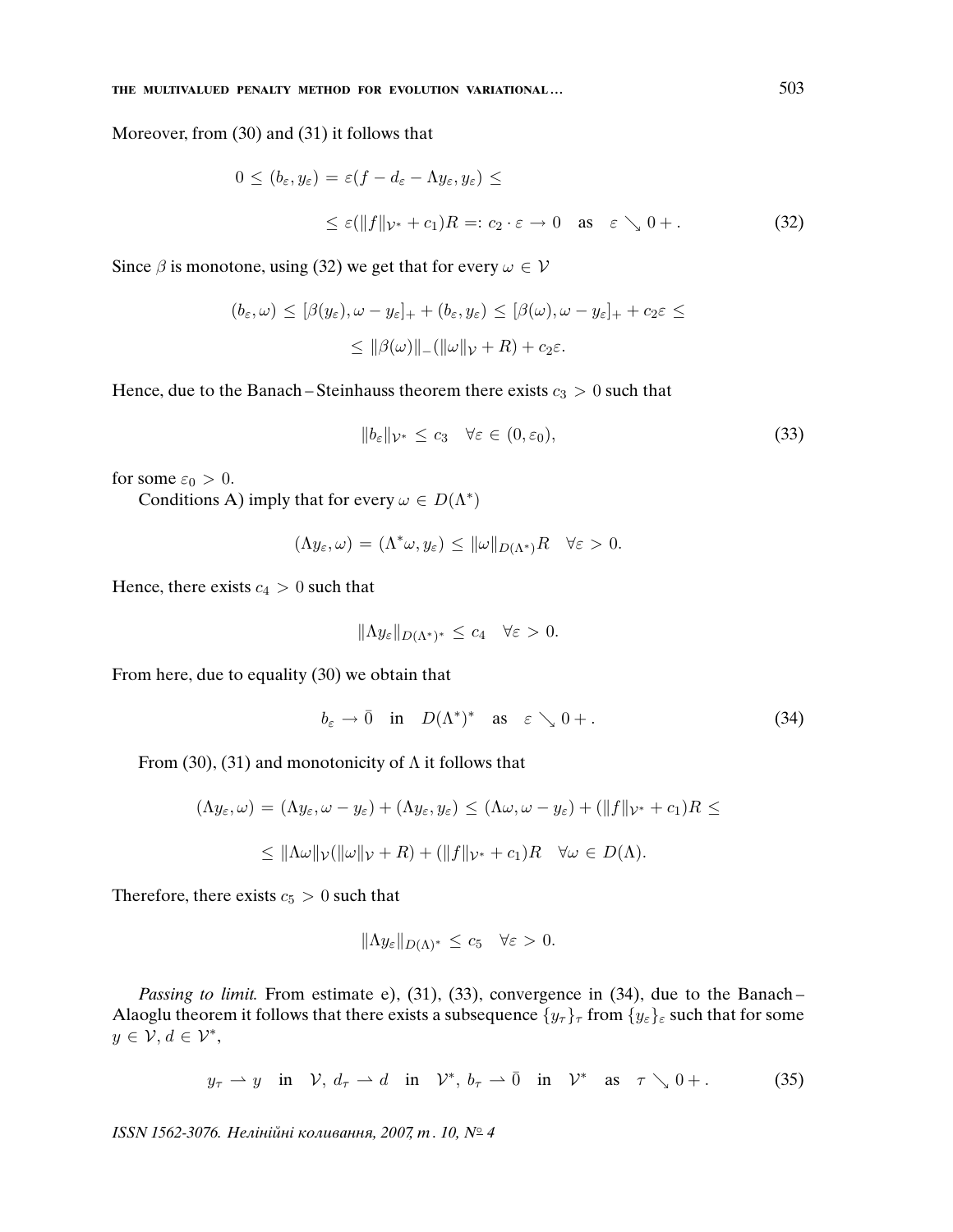Moreover, from (30) and (31) it follows that

$$0 \le (b_\varepsilon, y_\varepsilon) = \varepsilon(f - d_\varepsilon - \Lambda y_\varepsilon, y_\varepsilon) \le$$

$$\le \varepsilon(\|f\|_{\mathcal{V}^*} + c_1)R =: c_2 \cdot \varepsilon \to 0 \quad \text{as} \quad \varepsilon \searrow 0+. \tag{32}$$

Since $\beta$ is monotone, using (32) we get that for every $\omega \in \mathcal{V}$

$$(b_\varepsilon, \omega) \le [\beta(y_\varepsilon), \omega - y_\varepsilon]_+ + (b_\varepsilon, y_\varepsilon) \le [\beta(\omega), \omega - y_\varepsilon]_+ + c_2\varepsilon \le$$

$$\le \|\beta(\omega)\|_-(\|\omega\|_{\mathcal{V}} + R) + c_2\varepsilon.$$

Hence, due to the Banach – Steinhauss theorem there exists $c_3 > 0$ such that

$$\|b_\varepsilon\|_{\mathcal{V}^*} \le c_3 \quad \forall \varepsilon \in (0, \varepsilon_0), \tag{33}$$

for some $\varepsilon_0 > 0$.

Conditions A) imply that for every $\omega \in D(\Lambda^*)$

$$(\Lambda y_\varepsilon, \omega) = (\Lambda^* \omega, y_\varepsilon) \le \|\omega\|_{D(\Lambda^*)} R \quad \forall \varepsilon > 0.$$

Hence, there exists $c_4 > 0$ such that

$$\|\Lambda y_\varepsilon\|_{D(\Lambda^*)^*} \le c_4 \quad \forall \varepsilon > 0.$$

From here, due to equality (30) we obtain that

$$b_\varepsilon \to \bar{0} \quad \text{in} \quad D(\Lambda^*)^* \quad \text{as} \quad \varepsilon \searrow 0+. \tag{34}$$

From (30), (31) and monotonicity of $\Lambda$ it follows that

$$(\Lambda y_\varepsilon, \omega) = (\Lambda y_\varepsilon, \omega - y_\varepsilon) + (\Lambda y_\varepsilon, y_\varepsilon) \le (\Lambda \omega, \omega - y_\varepsilon) + (\|f\|_{\mathcal{V}^*} + c_1)R \le$$

$$\le \|\Lambda \omega\|_{\mathcal{V}}(\|\omega\|_{\mathcal{V}} + R) + (\|f\|_{\mathcal{V}^*} + c_1)R \quad \forall \omega \in D(\Lambda).$$

Therefore, there exists $c_5 > 0$ such that

$$\|\Lambda y_\varepsilon\|_{D(\Lambda)^*} \le c_5 \quad \forall \varepsilon > 0.$$

*Passing to limit.* From estimate e), (31), (33), convergence in (34), due to the Banach – Alaoglu theorem it follows that there exists a subsequence $\{y_\tau\}_\tau$ from $\{y_\varepsilon\}_\varepsilon$ such that for some $y \in \mathcal{V}$, $d \in \mathcal{V}^*$,

$$y_\tau \rightharpoonup y \quad \text{in} \quad \mathcal{V}, \; d_\tau \rightharpoonup d \quad \text{in} \quad \mathcal{V}^*, \; b_\tau \rightharpoonup \bar{0} \quad \text{in} \quad \mathcal{V}^* \quad \text{as} \quad \tau \searrow 0+. \tag{35}$$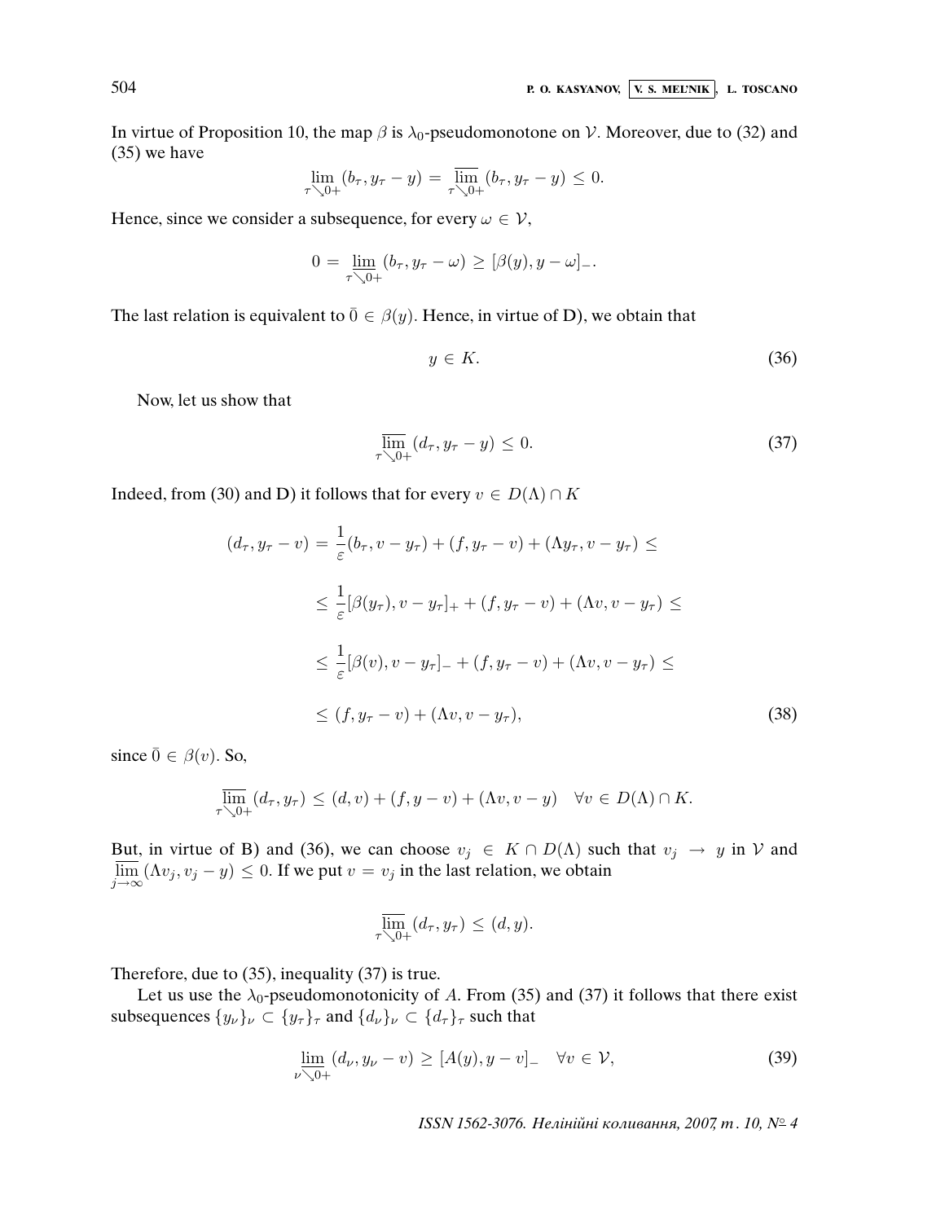In virtue of Proposition 10, the map $\beta$ is $\lambda_0$-pseudomonotone on $\mathcal{V}$. Moreover, due to (32) and (35) we have

$$\lim_{\tau\searrow 0+}(b_\tau, y_\tau - y) = \overline{\lim_{\tau\searrow 0+}}(b_\tau, y_\tau - y) \leq 0.$$

Hence, since we consider a subsequence, for every $\omega \in \mathcal{V}$,

$$0 = \lim_{\tau\searrow 0+}(b_\tau, y_\tau - \omega) \geq [\beta(y), y - \omega]_-.$$

The last relation is equivalent to $\bar{0} \in \beta(y)$. Hence, in virtue of D), we obtain that

$$y \in K. \tag{36}$$

Now, let us show that

$$\overline{\lim_{\tau\searrow 0+}}(d_\tau, y_\tau - y) \leq 0. \tag{37}$$

Indeed, from (30) and D) it follows that for every $v \in D(\Lambda) \cap K$

$$\begin{aligned}
(d_\tau, y_\tau - v) &= \frac{1}{\varepsilon}(b_\tau, v - y_\tau) + (f, y_\tau - v) + (\Lambda y_\tau, v - y_\tau) \leq \\
&\leq \frac{1}{\varepsilon}[\beta(y_\tau), v - y_\tau]_+ + (f, y_\tau - v) + (\Lambda v, v - y_\tau) \leq \\
&\leq \frac{1}{\varepsilon}[\beta(v), v - y_\tau]_- + (f, y_\tau - v) + (\Lambda v, v - y_\tau) \leq \\
&\leq (f, y_\tau - v) + (\Lambda v, v - y_\tau),
\end{aligned} \tag{38}$$

since $\bar{0} \in \beta(v)$. So,

$$\overline{\lim_{\tau\searrow 0+}}(d_\tau, y_\tau) \leq (d, v) + (f, y - v) + (\Lambda v, v - y) \quad \forall v \in D(\Lambda) \cap K.$$

But, in virtue of B) and (36), we can choose $v_j \in K \cap D(\Lambda)$ such that $v_j \to y$ in $\mathcal{V}$ and $\overline{\lim_{j\to\infty}}(\Lambda v_j, v_j - y) \leq 0$. If we put $v = v_j$ in the last relation, we obtain

$$\overline{\lim_{\tau\searrow 0+}}(d_\tau, y_\tau) \leq (d, y).$$

Therefore, due to (35), inequality (37) is true.

Let us use the $\lambda_0$-pseudomonotonicity of $A$. From (35) and (37) it follows that there exist subsequences $\{y_\nu\}_\nu \subset \{y_\tau\}_\tau$ and $\{d_\nu\}_\nu \subset \{d_\tau\}_\tau$ such that

$$\lim_{\nu\searrow 0+}(d_\nu, y_\nu - v) \geq [A(y), y - v]_- \quad \forall v \in \mathcal{V}, \tag{39}$$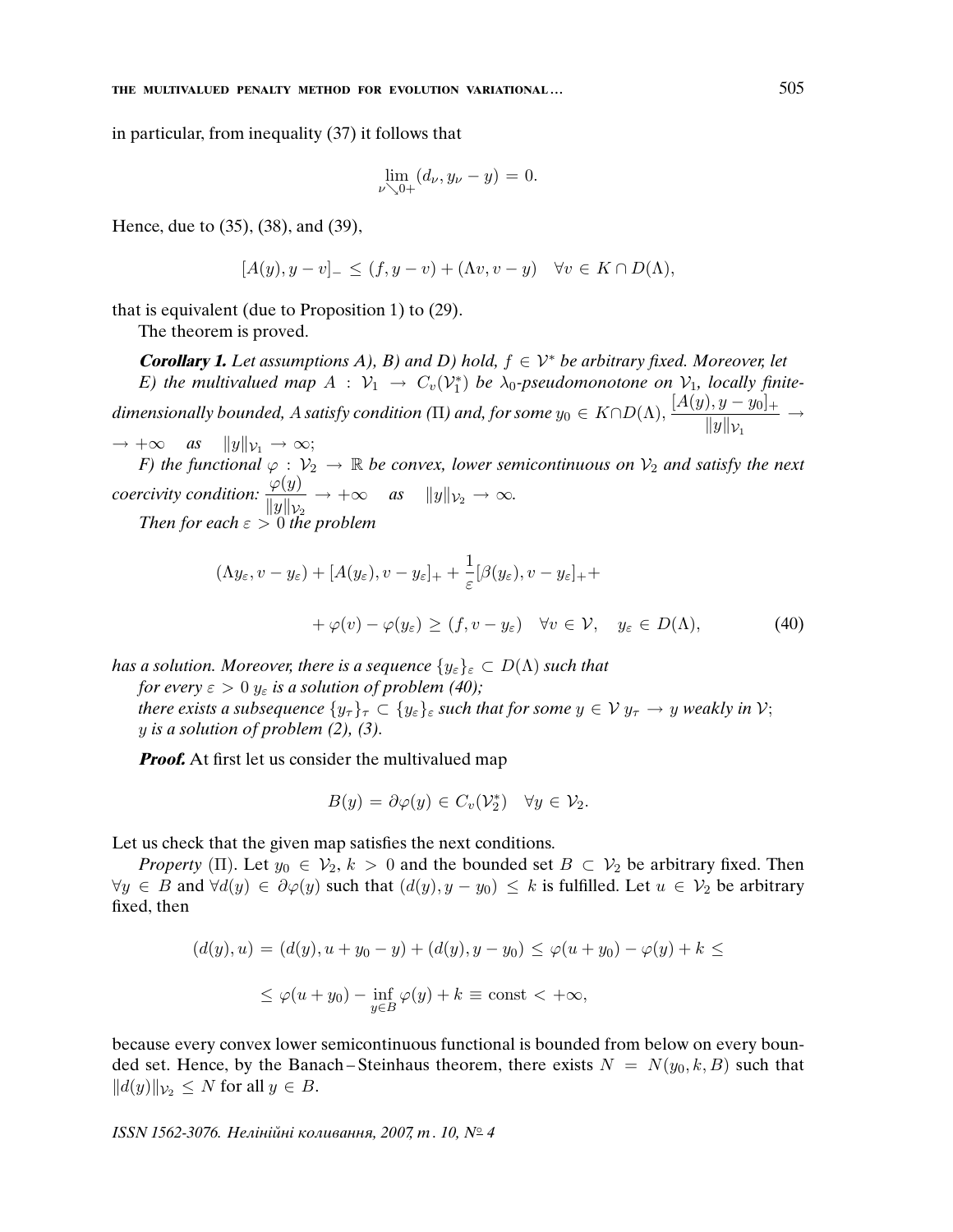in particular, from inequality (37) it follows that

$$\lim_{\nu \searrow 0+} (d_\nu, y_\nu - y) = 0.$$

Hence, due to (35), (38), and (39),

$$[A(y), y - v]_- \le (f, y - v) + (\Lambda v, v - y) \quad \forall v \in K \cap D(\Lambda),$$

that is equivalent (due to Proposition 1) to (29).

The theorem is proved.

***Corollary 1.*** *Let assumptions A), B) and D) hold, $f \in \mathcal{V}^*$ be arbitrary fixed. Moreover, let*

*E) the multivalued map $A : \mathcal{V}_1 \to C_v(\mathcal{V}_1^*)$ be $\lambda_0$-pseudomonotone on $\mathcal{V}_1$, locally finite-dimensionally bounded, $A$ satisfy condition ($\Pi$) and, for some $y_0 \in K \cap D(\Lambda)$, $\dfrac{[A(y), y - y_0]_+}{\|y\|_{\mathcal{V}_1}} \to +\infty$ as $\|y\|_{\mathcal{V}_1} \to \infty$;*

*F) the functional $\varphi : \mathcal{V}_2 \to \mathbb{R}$ be convex, lower semicontinuous on $\mathcal{V}_2$ and satisfy the next coercivity condition: $\dfrac{\varphi(y)}{\|y\|_{\mathcal{V}_2}} \to +\infty$ as $\|y\|_{\mathcal{V}_2} \to \infty$.*

*Then for each $\varepsilon > 0$ the problem*

$$(\Lambda y_\varepsilon, v - y_\varepsilon) + [A(y_\varepsilon), v - y_\varepsilon]_+ + \frac{1}{\varepsilon}[\beta(y_\varepsilon), v - y_\varepsilon]_+ +$$

$$+ \varphi(v) - \varphi(y_\varepsilon) \ge (f, v - y_\varepsilon) \quad \forall v \in \mathcal{V}, \quad y_\varepsilon \in D(\Lambda), \tag{40}$$

*has a solution. Moreover, there is a sequence $\{y_\varepsilon\}_\varepsilon \subset D(\Lambda)$ such that*

*for every $\varepsilon > 0$ $y_\varepsilon$ is a solution of problem (40);*

*there exists a subsequence $\{y_\tau\}_\tau \subset \{y_\varepsilon\}_\varepsilon$ such that for some $y \in \mathcal{V}$ $y_\tau \to y$ weakly in $\mathcal{V}$;*

*$y$ is a solution of problem (2), (3).*

***Proof.*** At first let us consider the multivalued map

$$B(y) = \partial\varphi(y) \in C_v(\mathcal{V}_2^*) \quad \forall y \in \mathcal{V}_2.$$

Let us check that the given map satisfies the next conditions.

*Property* ($\Pi$). Let $y_0 \in \mathcal{V}_2$, $k > 0$ and the bounded set $B \subset \mathcal{V}_2$ be arbitrary fixed. Then $\forall y \in B$ and $\forall d(y) \in \partial\varphi(y)$ such that $(d(y), y - y_0) \le k$ is fulfilled. Let $u \in \mathcal{V}_2$ be arbitrary fixed, then

$$(d(y), u) = (d(y), u + y_0 - y) + (d(y), y - y_0) \le \varphi(u + y_0) - \varphi(y) + k \le$$

$$\le \varphi(u + y_0) - \inf_{y \in B} \varphi(y) + k \equiv \text{const} < +\infty,$$

because every convex lower semicontinuous functional is bounded from below on every bounded set. Hence, by the Banach–Steinhaus theorem, there exists $N = N(y_0, k, B)$ such that $\|d(y)\|_{\mathcal{V}_2} \le N$ for all $y \in B$.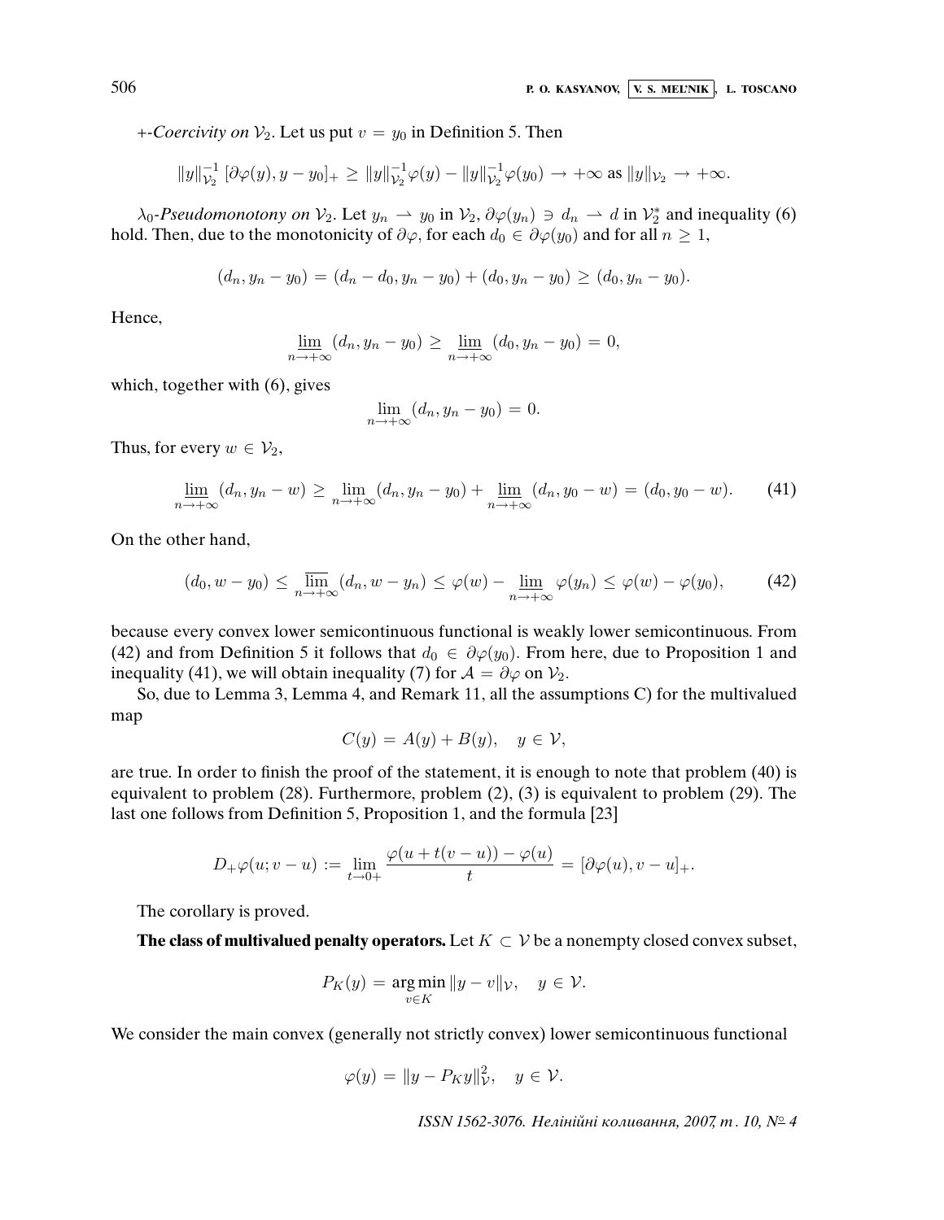*+-Coercivity on* $\mathcal{V}_2$. Let us put $v = y_0$ in Definition 5. Then

$$\|y\|_{\mathcal{V}_2}^{-1} [\partial\varphi(y), y - y_0]_+ \geq \|y\|_{\mathcal{V}_2}^{-1}\varphi(y) - \|y\|_{\mathcal{V}_2}^{-1}\varphi(y_0) \to +\infty \text{ as } \|y\|_{\mathcal{V}_2} \to +\infty.$$

*$\lambda_0$-Pseudomonotony on* $\mathcal{V}_2$. Let $y_n \rightharpoonup y_0$ in $\mathcal{V}_2$, $\partial\varphi(y_n) \ni d_n \rightharpoonup d$ in $\mathcal{V}_2^*$ and inequality (6) hold. Then, due to the monotonicity of $\partial\varphi$, for each $d_0 \in \partial\varphi(y_0)$ and for all $n \geq 1$,

$$(d_n, y_n - y_0) = (d_n - d_0, y_n - y_0) + (d_0, y_n - y_0) \geq (d_0, y_n - y_0).$$

Hence,

$$\varliminf_{n\to+\infty} (d_n, y_n - y_0) \geq \varliminf_{n\to+\infty} (d_0, y_n - y_0) = 0,$$

which, together with (6), gives

$$\lim_{n\to+\infty} (d_n, y_n - y_0) = 0.$$

Thus, for every $w \in \mathcal{V}_2$,

$$\varliminf_{n\to+\infty} (d_n, y_n - w) \geq \lim_{n\to+\infty} (d_n, y_n - y_0) + \varliminf_{n\to+\infty} (d_n, y_0 - w) = (d_0, y_0 - w). \qquad (41)$$

On the other hand,

$$(d_0, w - y_0) \leq \varlimsup_{n\to+\infty} (d_n, w - y_n) \leq \varphi(w) - \varliminf_{n\to+\infty} \varphi(y_n) \leq \varphi(w) - \varphi(y_0), \qquad (42)$$

because every convex lower semicontinuous functional is weakly lower semicontinuous. From (42) and from Definition 5 it follows that $d_0 \in \partial\varphi(y_0)$. From here, due to Proposition 1 and inequality (41), we will obtain inequality (7) for $\mathcal{A} = \partial\varphi$ on $\mathcal{V}_2$.

So, due to Lemma 3, Lemma 4, and Remark 11, all the assumptions C) for the multivalued map

$$C(y) = A(y) + B(y), \quad y \in \mathcal{V},$$

are true. In order to finish the proof of the statement, it is enough to note that problem (40) is equivalent to problem (28). Furthermore, problem (2), (3) is equivalent to problem (29). The last one follows from Definition 5, Proposition 1, and the formula [23]

$$D_+\varphi(u; v - u) := \lim_{t\to 0+} \frac{\varphi(u + t(v - u)) - \varphi(u)}{t} = [\partial\varphi(u), v - u]_+.$$

The corollary is proved.

**The class of multivalued penalty operators.** Let $K \subset \mathcal{V}$ be a nonempty closed convex subset,

$$P_K(y) = \operatorname*{arg\,min}_{v\in K} \|y - v\|_{\mathcal{V}}, \quad y \in \mathcal{V}.$$

We consider the main convex (generally not strictly convex) lower semicontinuous functional

$$\varphi(y) = \|y - P_K y\|_{\mathcal{V}}^2, \quad y \in \mathcal{V}.$$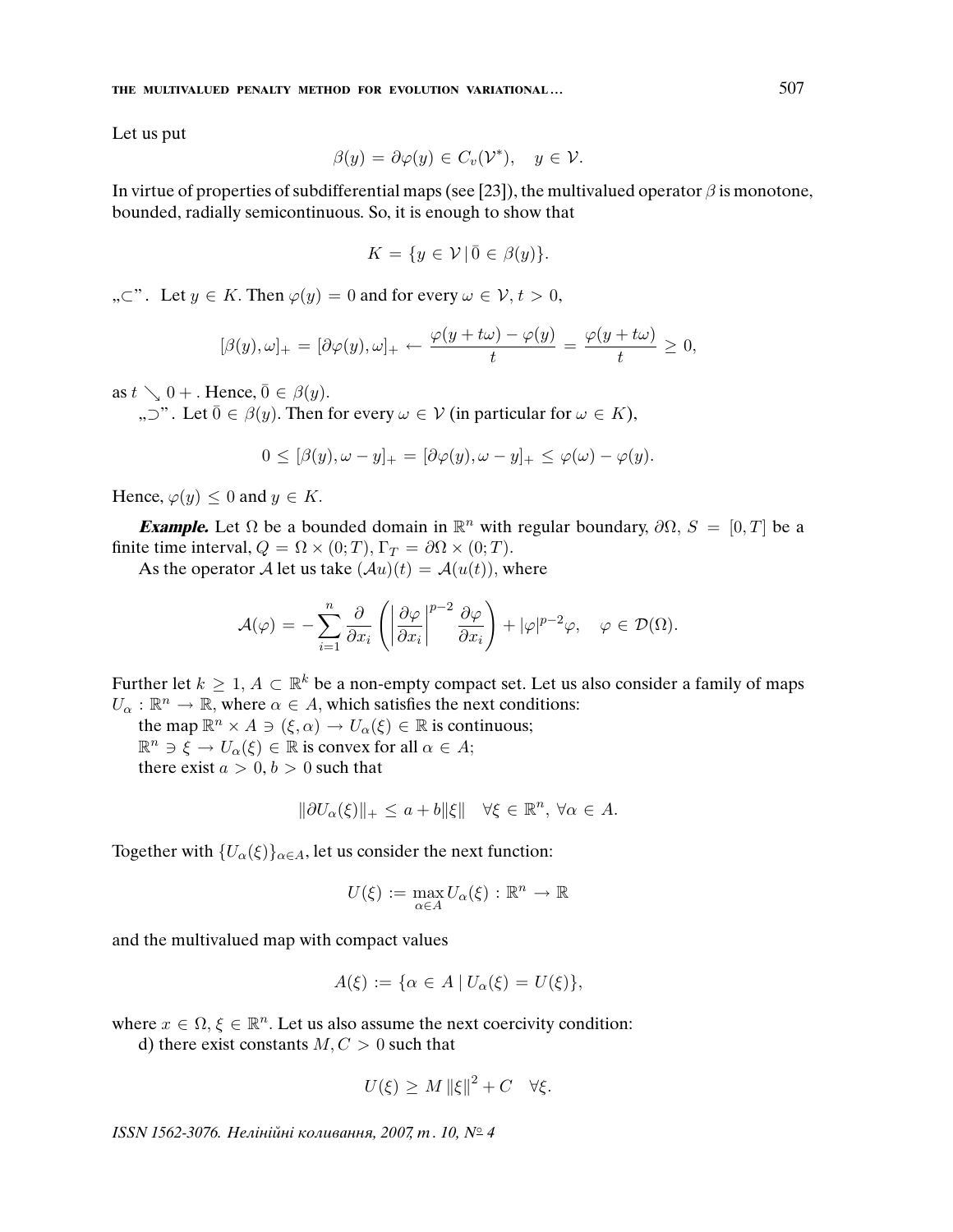Let us put

$$\beta(y) = \partial\varphi(y) \in C_v(\mathcal{V}^*), \quad y \in \mathcal{V}.$$

In virtue of properties of subdifferential maps (see [23]), the multivalued operator $\beta$ is monotone, bounded, radially semicontinuous. So, it is enough to show that

$$K = \{y \in \mathcal{V} \,|\, \bar{0} \in \beta(y)\}.$$

„$\subset$". Let $y \in K$. Then $\varphi(y) = 0$ and for every $\omega \in \mathcal{V}$, $t > 0$,

$$[\beta(y), \omega]_+ = [\partial\varphi(y), \omega]_+ \leftarrow \frac{\varphi(y + t\omega) - \varphi(y)}{t} = \frac{\varphi(y + t\omega)}{t} \geq 0,$$

as $t \searrow 0+$. Hence, $\bar{0} \in \beta(y)$.

„$\supset$". Let $\bar{0} \in \beta(y)$. Then for every $\omega \in \mathcal{V}$ (in particular for $\omega \in K$),

$$0 \leq [\beta(y), \omega - y]_+ = [\partial\varphi(y), \omega - y]_+ \leq \varphi(\omega) - \varphi(y).$$

Hence, $\varphi(y) \leq 0$ and $y \in K$.

***Example.*** Let $\Omega$ be a bounded domain in $\mathbb{R}^n$ with regular boundary, $\partial\Omega$, $S = [0, T]$ be a finite time interval, $Q = \Omega \times (0; T)$, $\Gamma_T = \partial\Omega \times (0; T)$.

As the operator $\mathcal{A}$ let us take $(\mathcal{A}u)(t) = \mathcal{A}(u(t))$, where

$$\mathcal{A}(\varphi) = -\sum_{i=1}^{n} \frac{\partial}{\partial x_i}\left(\left|\frac{\partial\varphi}{\partial x_i}\right|^{p-2}\frac{\partial\varphi}{\partial x_i}\right) + |\varphi|^{p-2}\varphi, \quad \varphi \in \mathcal{D}(\Omega).$$

Further let $k \geq 1$, $A \subset \mathbb{R}^k$ be a non-empty compact set. Let us also consider a family of maps $U_\alpha : \mathbb{R}^n \to \mathbb{R}$, where $\alpha \in A$, which satisfies the next conditions:

the map $\mathbb{R}^n \times A \ni (\xi, \alpha) \to U_\alpha(\xi) \in \mathbb{R}$ is continuous;

$\mathbb{R}^n \ni \xi \to U_\alpha(\xi) \in \mathbb{R}$ is convex for all $\alpha \in A$;

there exist $a > 0$, $b > 0$ such that

$$\|\partial U_\alpha(\xi)\|_+ \leq a + b\|\xi\| \quad \forall \xi \in \mathbb{R}^n,\ \forall \alpha \in A.$$

Together with $\{U_\alpha(\xi)\}_{\alpha \in A}$, let us consider the next function:

$$U(\xi) := \max_{\alpha \in A} U_\alpha(\xi) : \mathbb{R}^n \to \mathbb{R}$$

and the multivalued map with compact values

$$A(\xi) := \{\alpha \in A \mid U_\alpha(\xi) = U(\xi)\},$$

where $x \in \Omega$, $\xi \in \mathbb{R}^n$. Let us also assume the next coercivity condition:

d) there exist constants $M, C > 0$ such that

$$U(\xi) \geq M\|\xi\|^2 + C \quad \forall \xi.$$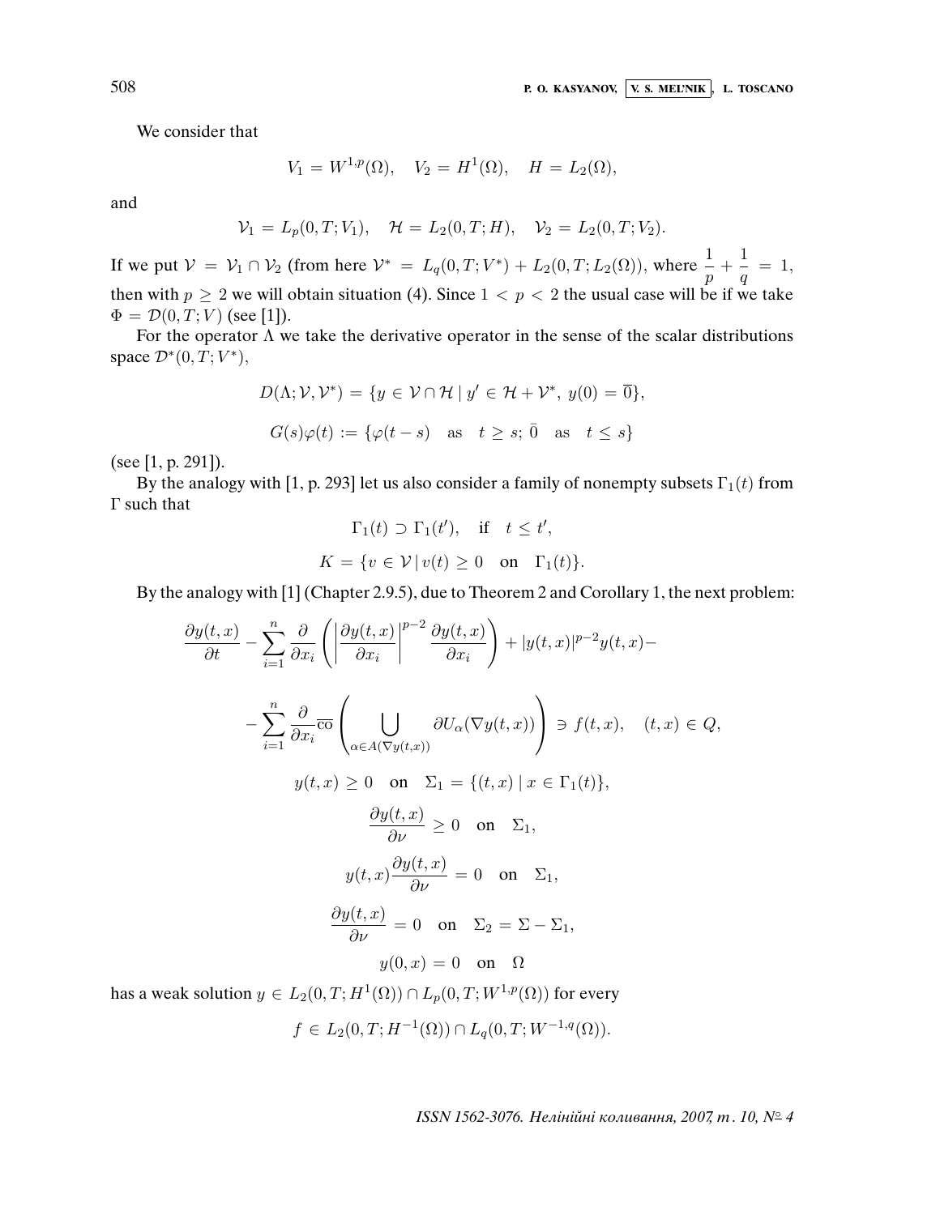We consider that

$$V_1 = W^{1,p}(\Omega), \quad V_2 = H^1(\Omega), \quad H = L_2(\Omega),$$

and

$$\mathcal{V}_1 = L_p(0,T;V_1), \quad \mathcal{H} = L_2(0,T;H), \quad \mathcal{V}_2 = L_2(0,T;V_2).$$

If we put $\mathcal{V} = \mathcal{V}_1 \cap \mathcal{V}_2$ (from here $\mathcal{V}^* = L_q(0,T;V^*) + L_2(0,T;L_2(\Omega))$, where $\dfrac{1}{p} + \dfrac{1}{q} = 1$, then with $p \geq 2$ we will obtain situation (4). Since $1 < p < 2$ the usual case will be if we take $\Phi = \mathcal{D}(0,T;V)$ (see [1]).

For the operator $\Lambda$ we take the derivative operator in the sense of the scalar distributions space $\mathcal{D}^*(0,T;V^*)$,

$$D(\Lambda;\mathcal{V},\mathcal{V}^*) = \{y \in \mathcal{V} \cap \mathcal{H} \mid y' \in \mathcal{H} + \mathcal{V}^*, \ y(0) = \overline{0}\},$$

$$G(s)\varphi(t) := \{\varphi(t-s) \quad \text{as} \quad t \geq s; \ \bar{0} \quad \text{as} \quad t \leq s\}$$

(see [1, p. 291]).

By the analogy with [1, p. 293] let us also consider a family of nonempty subsets $\Gamma_1(t)$ from $\Gamma$ such that

$$\Gamma_1(t) \supset \Gamma_1(t'), \quad \text{if} \quad t \leq t',$$

$$K = \{v \in \mathcal{V} \mid v(t) \geq 0 \quad \text{on} \quad \Gamma_1(t)\}.$$

By the analogy with [1] (Chapter 2.9.5), due to Theorem 2 and Corollary 1, the next problem:

$$\frac{\partial y(t,x)}{\partial t} - \sum_{i=1}^{n} \frac{\partial}{\partial x_i}\left(\left|\frac{\partial y(t,x)}{\partial x_i}\right|^{p-2}\frac{\partial y(t,x)}{\partial x_i}\right) + |y(t,x)|^{p-2}y(t,x) -$$

$$-\sum_{i=1}^{n}\frac{\partial}{\partial x_i}\overline{\text{co}}\left(\bigcup_{\alpha \in A(\nabla y(t,x))} \partial U_\alpha(\nabla y(t,x))\right) \ni f(t,x), \quad (t,x) \in Q,$$

$$y(t,x) \geq 0 \quad \text{on} \quad \Sigma_1 = \{(t,x) \mid x \in \Gamma_1(t)\},$$

$$\frac{\partial y(t,x)}{\partial \nu} \geq 0 \quad \text{on} \quad \Sigma_1,$$

$$y(t,x)\frac{\partial y(t,x)}{\partial \nu} = 0 \quad \text{on} \quad \Sigma_1,$$

$$\frac{\partial y(t,x)}{\partial \nu} = 0 \quad \text{on} \quad \Sigma_2 = \Sigma - \Sigma_1,$$

$$y(0,x) = 0 \quad \text{on} \quad \Omega$$

has a weak solution $y \in L_2(0,T;H^1(\Omega)) \cap L_p(0,T;W^{1,p}(\Omega))$ for every

$$f \in L_2(0,T;H^{-1}(\Omega)) \cap L_q(0,T;W^{-1,q}(\Omega)).$$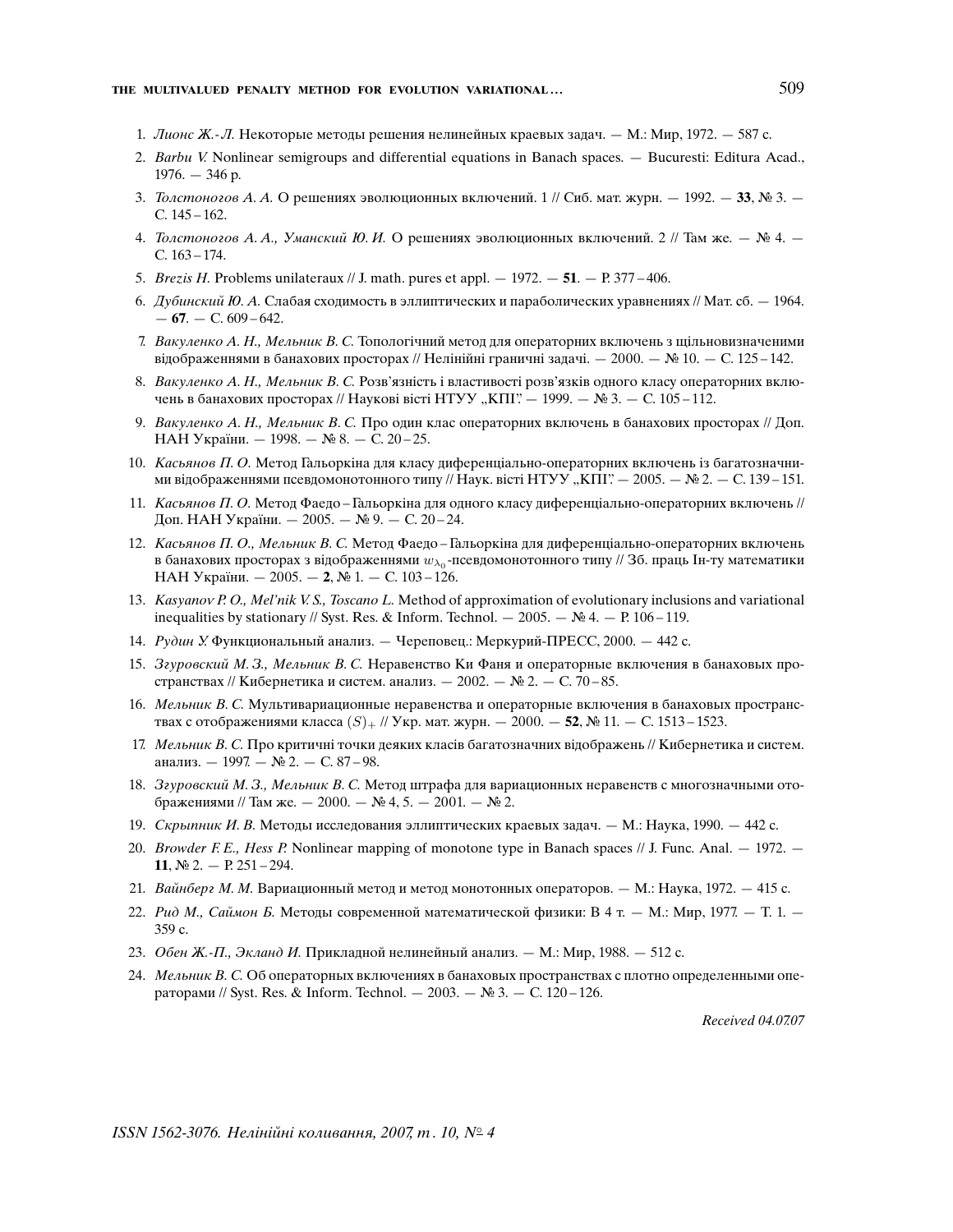1. *Лионс Ж.-Л.* Некоторые методы решения нелинейных краевых задач. — М.: Мир, 1972. — 587 с.
2. *Barbu V.* Nonlinear semigroups and differential equations in Banach spaces. — Bucuresti: Editura Acad., 1976. — 346 p.
3. *Толстоногов А. А.* О решениях эволюционных включений. 1 // Сиб. мат. журн. — 1992. — **33**, № 3. — С. 145 – 162.
4. *Толстоногов А. А., Уманский Ю. И.* О решениях эволюционных включений. 2 // Там же. — № 4. — С. 163 – 174.
5. *Brezis H.* Problems unilateraux // J. math. pures et appl. — 1972. — **51**. — P. 377 – 406.
6. *Дубинский Ю. А.* Слабая сходимость в эллиптических и параболических уравнениях // Мат. сб. — 1964. — **67**. — С. 609 – 642.
7. *Вакуленко А. Н., Мельник В. С.* Топологічний метод для операторних включень з щільновизначеними відображеннями в банахових просторах // Нелінійні граничні задачі. — 2000. — № 10. — С. 125 – 142.
8. *Вакуленко А. Н., Мельник В. С.* Розв'язність і властивості розв'язків одного класу операторних включень в банахових просторах // Наукові вісті НТУУ „КПІ". — 1999. — № 3. — С. 105 – 112.
9. *Вакуленко А. Н., Мельник В. С.* Про один клас операторних включень в банахових просторах // Доп. НАН України. — 1998. — № 8. — С. 20 – 25.
10. *Касьянов П. О.* Метод Ґальоркіна для класу диференціально-операторних включень із багатозначними відображеннями псевдомонотонного типу // Наук. вісті НТУУ „КПІ". — 2005. — № 2. — С. 139 – 151.
11. *Касьянов П. О.* Метод Фаедо – Ґальоркіна для одного класу диференціально-операторних включень // Доп. НАН України. — 2005. — № 9. — С. 20 – 24.
12. *Касьянов П. О., Мельник В. С.* Метод Фаедо – Ґальоркіна для диференціально-операторних включень в банахових просторах з відображеннями $w_{\lambda_0}$-псевдомонотонного типу // Зб. праць Ін-ту математики НАН України. — 2005. — **2**, № 1. — С. 103 – 126.
13. *Kasyanov P. O., Mel'nik V. S., Toscano L.* Method of approximation of evolutionary inclusions and variational inequalities by stationary // Syst. Res. & Inform. Technol. — 2005. — № 4. — P. 106 – 119.
14. *Рудин У.* Функциональный анализ. — Череповец.: Меркурий-ПРЕСС, 2000. — 442 с.
15. *Згуровский М. З., Мельник В. С.* Неравенство Ки Фаня и операторные включения в банаховых пространствах // Кибернетика и систем. анализ. — 2002. — № 2. — С. 70 – 85.
16. *Мельник В. С.* Мультивариационные неравенства и операторные включения в банаховых пространствах с отображениями класса $(S)_+$ // Укр. мат. журн. — 2000. — **52**, № 11. — С. 1513 – 1523.
17. *Мельник В. С.* Про критичні точки деяких класів багатозначних відображень // Кибернетика и систем. анализ. — 1997. — № 2. — С. 87 – 98.
18. *Згуровский М. З., Мельник В. С.* Метод штрафа для вариационных неравенств с многозначными отображениями // Там же. — 2000. — № 4, 5. — 2001. — № 2.
19. *Скрыпник И. В.* Методы исследования эллиптических краевых задач. — М.: Наука, 1990. — 442 с.
20. *Browder F. E., Hess P.* Nonlinear mapping of monotone type in Banach spaces // J. Func. Anal. — 1972. — **11**, № 2. — P. 251 – 294.
21. *Вайнберг М. М.* Вариационный метод и метод монотонных операторов. — М.: Наука, 1972. — 415 с.
22. *Рид М., Саймон Б.* Методы современной математической физики: В 4 т. — М.: Мир, 1977. — Т. 1. — 359 с.
23. *Обен Ж.-П., Экланд И.* Прикладной нелинейный анализ. — М.: Мир, 1988. — 512 с.
24. *Мельник В. С.* Об операторных включениях в банаховых пространствах с плотно определенными операторами // Syst. Res. & Inform. Technol. — 2003. — № 3. — С. 120 – 126.

*Received 04.07.07*